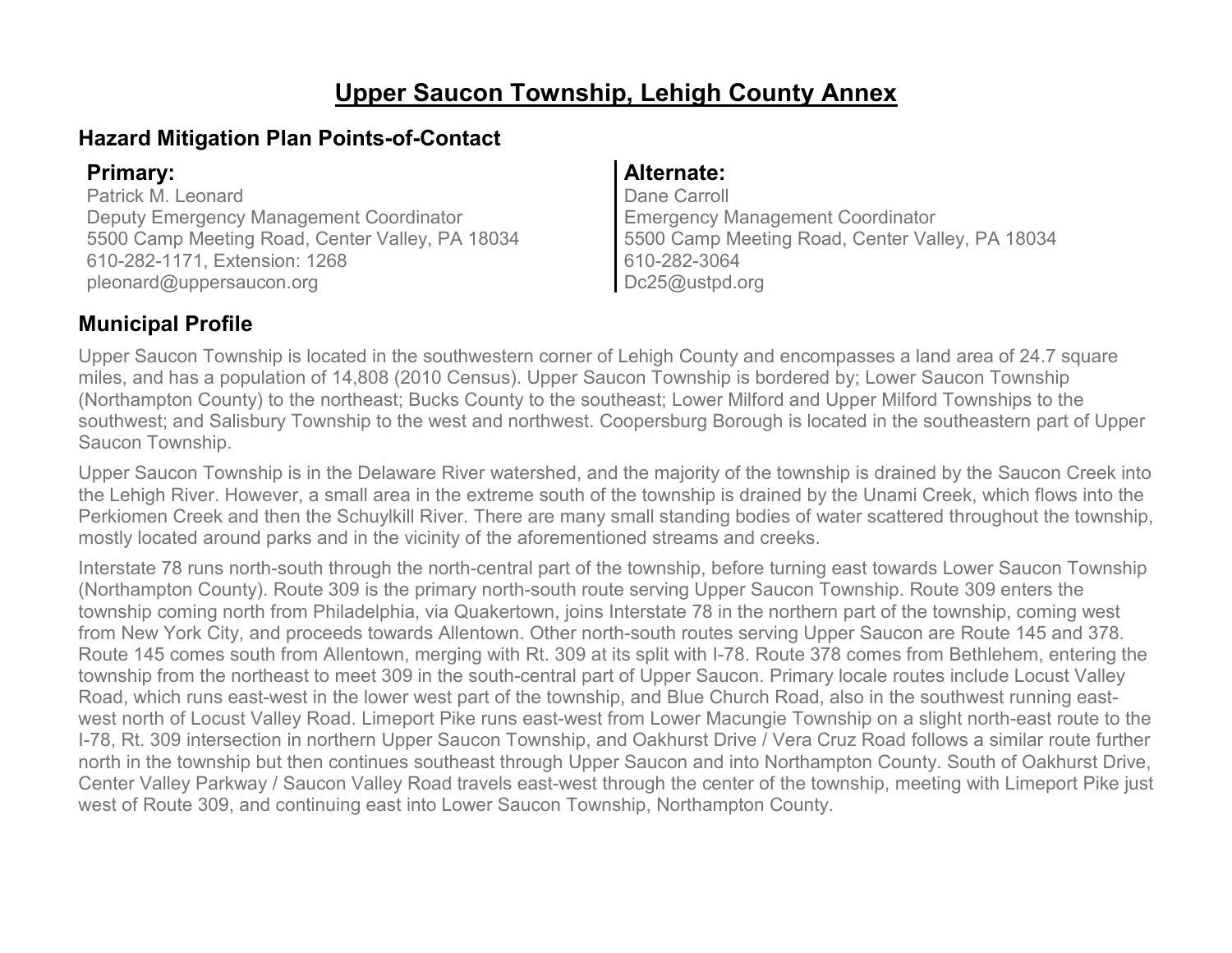# Upper Saucon Township, Lehigh County Annex

## Hazard Mitigation Plan Points-of-Contact

**Primary:**
Patrick M. Leonard
Deputy Emergency Management Coordinator
5500 Camp Meeting Road, Center Valley, PA 18034
610-282-1171, Extension: 1268
pleonard@uppersaucon.org

**Alternate:**
Dane Carroll
Emergency Management Coordinator
5500 Camp Meeting Road, Center Valley, PA 18034
610-282-3064
Dc25@ustpd.org

## Municipal Profile

Upper Saucon Township is located in the southwestern corner of Lehigh County and encompasses a land area of 24.7 square miles, and has a population of 14,808 (2010 Census). Upper Saucon Township is bordered by; Lower Saucon Township (Northampton County) to the northeast; Bucks County to the southeast; Lower Milford and Upper Milford Townships to the southwest; and Salisbury Township to the west and northwest. Coopersburg Borough is located in the southeastern part of Upper Saucon Township.

Upper Saucon Township is in the Delaware River watershed, and the majority of the township is drained by the Saucon Creek into the Lehigh River. However, a small area in the extreme south of the township is drained by the Unami Creek, which flows into the Perkiomen Creek and then the Schuylkill River. There are many small standing bodies of water scattered throughout the township, mostly located around parks and in the vicinity of the aforementioned streams and creeks.

Interstate 78 runs north-south through the north-central part of the township, before turning east towards Lower Saucon Township (Northampton County). Route 309 is the primary north-south route serving Upper Saucon Township. Route 309 enters the township coming north from Philadelphia, via Quakertown, joins Interstate 78 in the northern part of the township, coming west from New York City, and proceeds towards Allentown. Other north-south routes serving Upper Saucon are Route 145 and 378. Route 145 comes south from Allentown, merging with Rt. 309 at its split with I-78. Route 378 comes from Bethlehem, entering the township from the northeast to meet 309 in the south-central part of Upper Saucon. Primary locale routes include Locust Valley Road, which runs east-west in the lower west part of the township, and Blue Church Road, also in the southwest running east-west north of Locust Valley Road. Limeport Pike runs east-west from Lower Macungie Township on a slight north-east route to the I-78, Rt. 309 intersection in northern Upper Saucon Township, and Oakhurst Drive / Vera Cruz Road follows a similar route further north in the township but then continues southeast through Upper Saucon and into Northampton County. South of Oakhurst Drive, Center Valley Parkway / Saucon Valley Road travels east-west through the center of the township, meeting with Limeport Pike just west of Route 309, and continuing east into Lower Saucon Township, Northampton County.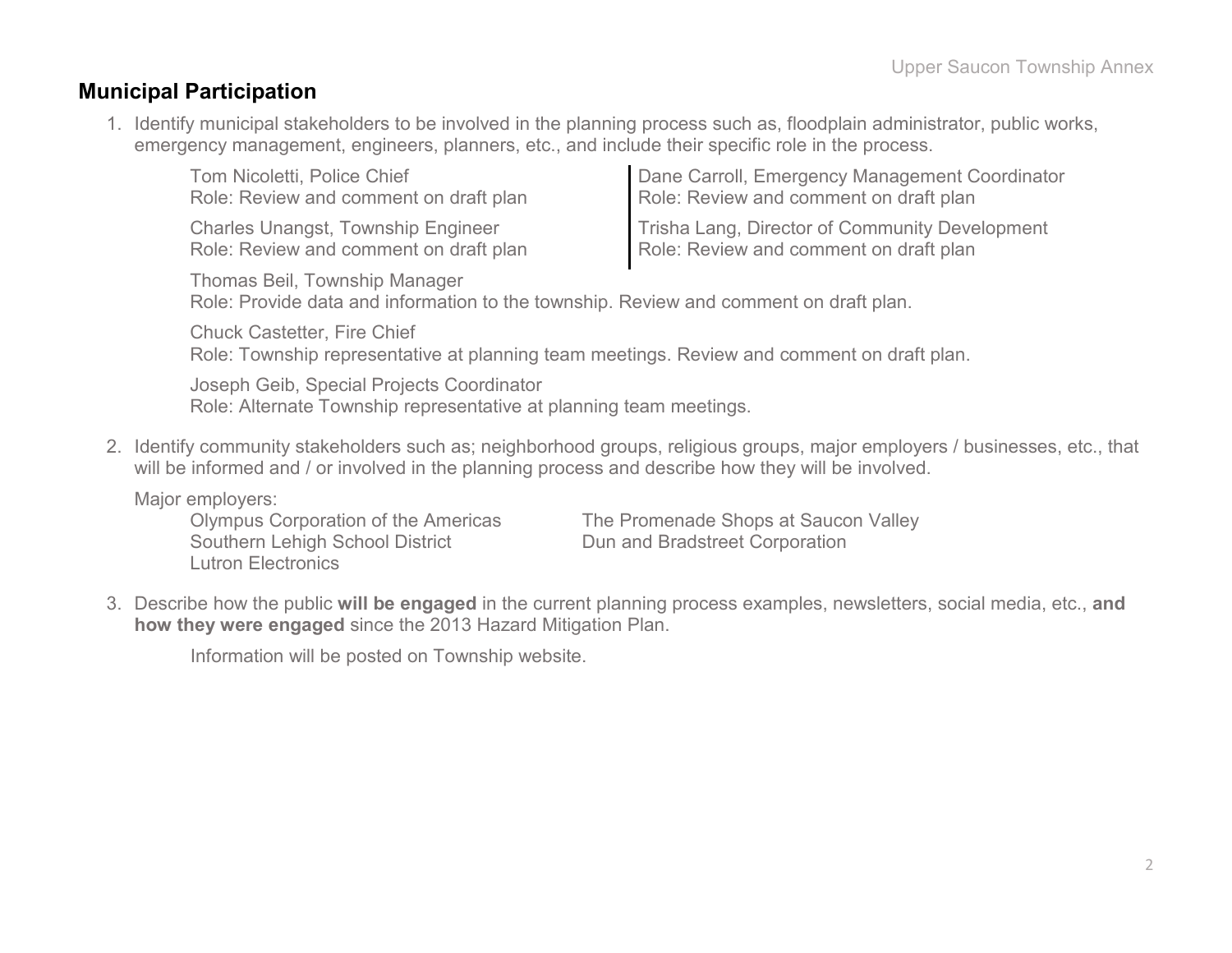## Municipal Participation

1. Identify municipal stakeholders to be involved in the planning process such as, floodplain administrator, public works, emergency management, engineers, planners, etc., and include their specific role in the process.

   Tom Nicoletti, Police Chief
   Role: Review and comment on draft plan

   Charles Unangst, Township Engineer
   Role: Review and comment on draft plan

   Dane Carroll, Emergency Management Coordinator
   Role: Review and comment on draft plan

   Trisha Lang, Director of Community Development
   Role: Review and comment on draft plan

   Thomas Beil, Township Manager
   Role: Provide data and information to the township. Review and comment on draft plan.

   Chuck Castetter, Fire Chief
   Role: Township representative at planning team meetings. Review and comment on draft plan.

   Joseph Geib, Special Projects Coordinator
   Role: Alternate Township representative at planning team meetings.

2. Identify community stakeholders such as; neighborhood groups, religious groups, major employers / businesses, etc., that will be informed and / or involved in the planning process and describe how they will be involved.

   Major employers:
   - Olympus Corporation of the Americas
   - Southern Lehigh School District
   - Lutron Electronics
   - The Promenade Shops at Saucon Valley
   - Dun and Bradstreet Corporation

3. Describe how the public **will be engaged** in the current planning process examples, newsletters, social media, etc., **and how they were engaged** since the 2013 Hazard Mitigation Plan.

   Information will be posted on Township website.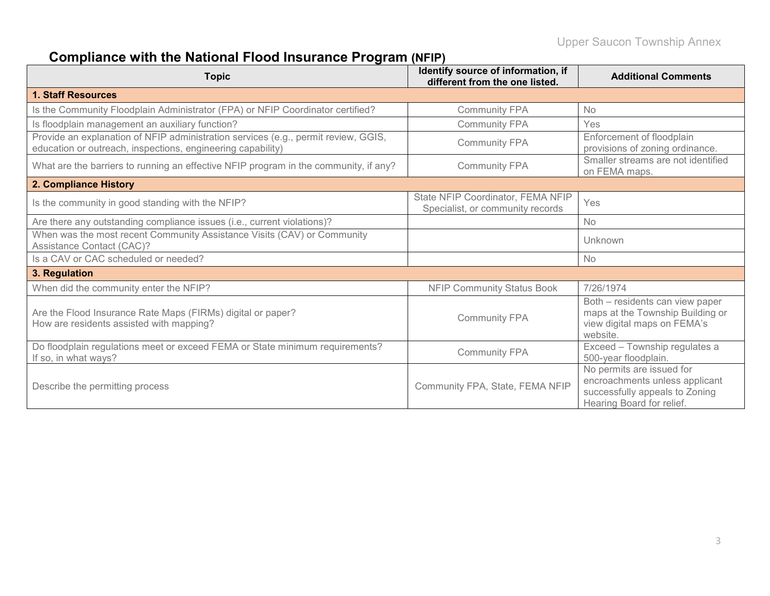## Compliance with the National Flood Insurance Program (NFIP)

| Topic | Identify source of information, if different from the one listed. | Additional Comments |
|---|---|---|
| **1. Staff Resources** | | |
| Is the Community Floodplain Administrator (FPA) or NFIP Coordinator certified? | Community FPA | No |
| Is floodplain management an auxiliary function? | Community FPA | Yes |
| Provide an explanation of NFIP administration services (e.g., permit review, GGIS, education or outreach, inspections, engineering capability) | Community FPA | Enforcement of floodplain provisions of zoning ordinance. |
| What are the barriers to running an effective NFIP program in the community, if any? | Community FPA | Smaller streams are not identified on FEMA maps. |
| **2. Compliance History** | | |
| Is the community in good standing with the NFIP? | State NFIP Coordinator, FEMA NFIP Specialist, or community records | Yes |
| Are there any outstanding compliance issues (i.e., current violations)? | | No |
| When was the most recent Community Assistance Visits (CAV) or Community Assistance Contact (CAC)? | | Unknown |
| Is a CAV or CAC scheduled or needed? | | No |
| **3. Regulation** | | |
| When did the community enter the NFIP? | NFIP Community Status Book | 7/26/1974 |
| Are the Flood Insurance Rate Maps (FIRMs) digital or paper? How are residents assisted with mapping? | Community FPA | Both – residents can view paper maps at the Township Building or view digital maps on FEMA's website. |
| Do floodplain regulations meet or exceed FEMA or State minimum requirements? If so, in what ways? | Community FPA | Exceed – Township regulates a 500-year floodplain. |
| Describe the permitting process | Community FPA, State, FEMA NFIP | No permits are issued for encroachments unless applicant successfully appeals to Zoning Hearing Board for relief. |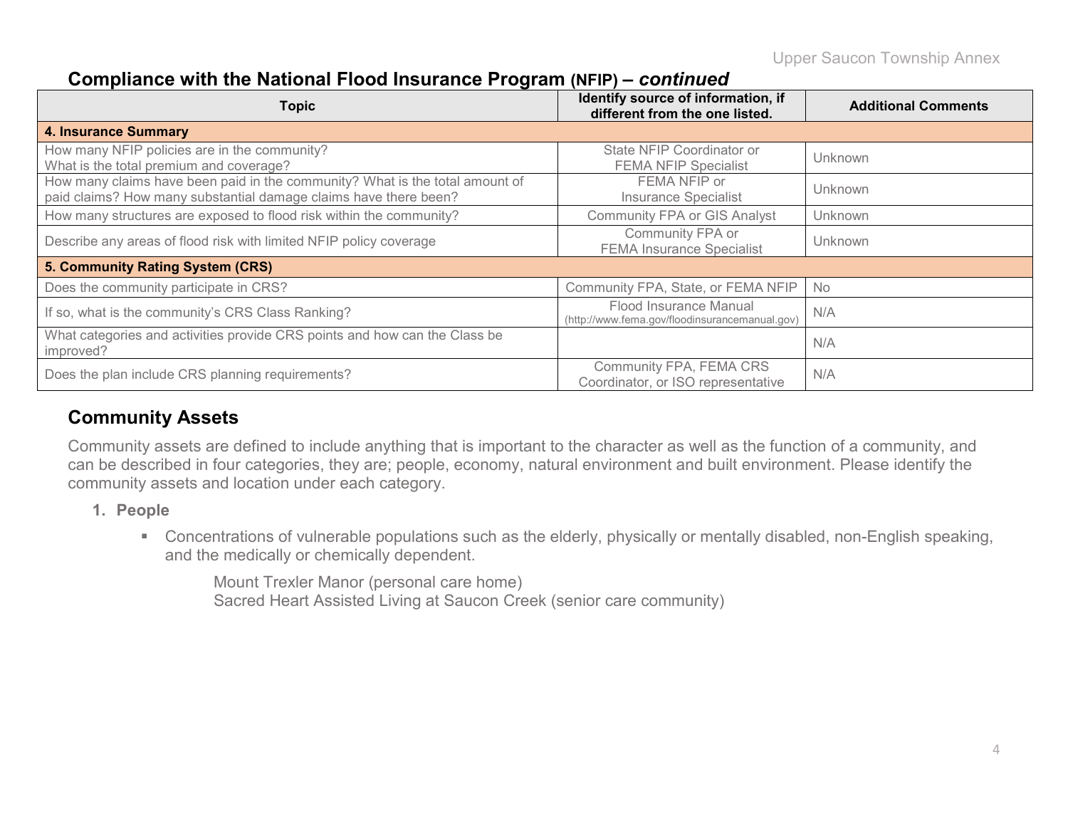## Compliance with the National Flood Insurance Program (NFIP) – *continued*

| Topic | Identify source of information, if different from the one listed. | Additional Comments |
|---|---|---|
| **4. Insurance Summary** | | |
| How many NFIP policies are in the community? What is the total premium and coverage? | State NFIP Coordinator or FEMA NFIP Specialist | Unknown |
| How many claims have been paid in the community? What is the total amount of paid claims? How many substantial damage claims have there been? | FEMA NFIP or Insurance Specialist | Unknown |
| How many structures are exposed to flood risk within the community? | Community FPA or GIS Analyst | Unknown |
| Describe any areas of flood risk with limited NFIP policy coverage | Community FPA or FEMA Insurance Specialist | Unknown |
| **5. Community Rating System (CRS)** | | |
| Does the community participate in CRS? | Community FPA, State, or FEMA NFIP | No |
| If so, what is the community's CRS Class Ranking? | Flood Insurance Manual (http://www.fema.gov/floodinsurancemanual.gov) | N/A |
| What categories and activities provide CRS points and how can the Class be improved? | | N/A |
| Does the plan include CRS planning requirements? | Community FPA, FEMA CRS Coordinator, or ISO representative | N/A |

## Community Assets

Community assets are defined to include anything that is important to the character as well as the function of a community, and can be described in four categories, they are; people, economy, natural environment and built environment. Please identify the community assets and location under each category.

1. **People**
   - Concentrations of vulnerable populations such as the elderly, physically or mentally disabled, non-English speaking, and the medically or chemically dependent.

     Mount Trexler Manor (personal care home)
     Sacred Heart Assisted Living at Saucon Creek (senior care community)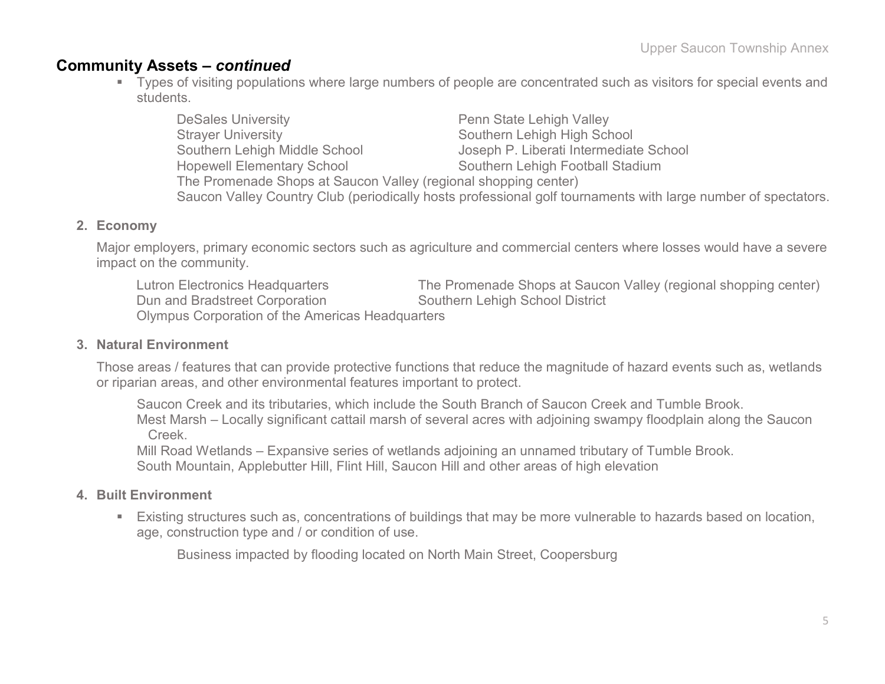## Community Assets – *continued*

- Types of visiting populations where large numbers of people are concentrated such as visitors for special events and students.

  DeSales University
  Penn State Lehigh Valley
  Strayer University
  Southern Lehigh High School
  Southern Lehigh Middle School
  Joseph P. Liberati Intermediate School
  Hopewell Elementary School
  Southern Lehigh Football Stadium
  The Promenade Shops at Saucon Valley (regional shopping center)
  Saucon Valley Country Club (periodically hosts professional golf tournaments with large number of spectators.

**2. Economy**

Major employers, primary economic sectors such as agriculture and commercial centers where losses would have a severe impact on the community.

Lutron Electronics Headquarters
The Promenade Shops at Saucon Valley (regional shopping center)
Dun and Bradstreet Corporation
Southern Lehigh School District
Olympus Corporation of the Americas Headquarters

**3. Natural Environment**

Those areas / features that can provide protective functions that reduce the magnitude of hazard events such as, wetlands or riparian areas, and other environmental features important to protect.

Saucon Creek and its tributaries, which include the South Branch of Saucon Creek and Tumble Brook.
Mest Marsh – Locally significant cattail marsh of several acres with adjoining swampy floodplain along the Saucon Creek.
Mill Road Wetlands – Expansive series of wetlands adjoining an unnamed tributary of Tumble Brook.
South Mountain, Applebutter Hill, Flint Hill, Saucon Hill and other areas of high elevation

**4. Built Environment**

- Existing structures such as, concentrations of buildings that may be more vulnerable to hazards based on location, age, construction type and / or condition of use.

  Business impacted by flooding located on North Main Street, Coopersburg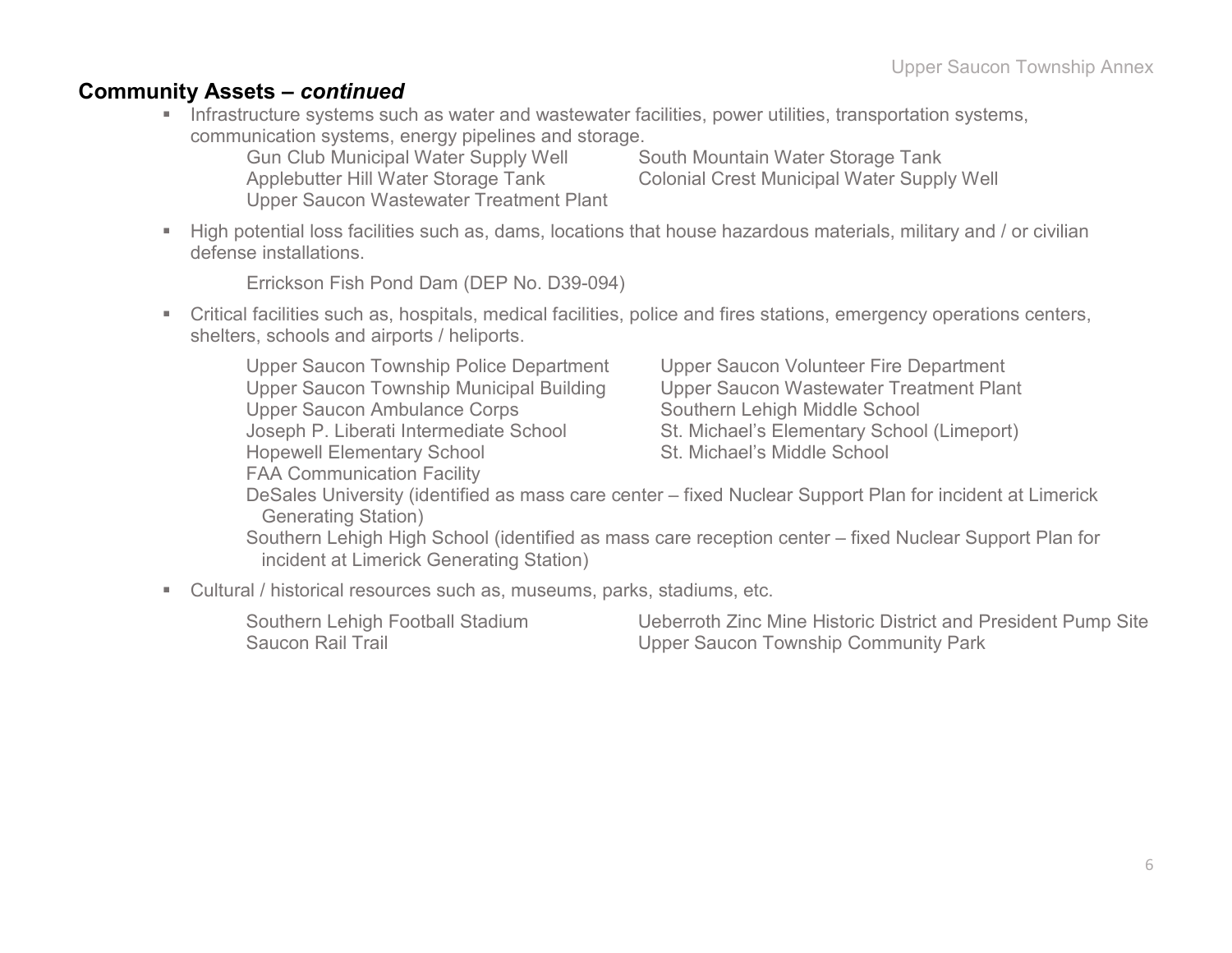## Community Assets – *continued*

- Infrastructure systems such as water and wastewater facilities, power utilities, transportation systems, communication systems, energy pipelines and storage.

  Gun Club Municipal Water Supply Well
  South Mountain Water Storage Tank
  Applebutter Hill Water Storage Tank
  Colonial Crest Municipal Water Supply Well
  Upper Saucon Wastewater Treatment Plant

- High potential loss facilities such as, dams, locations that house hazardous materials, military and / or civilian defense installations.

  Errickson Fish Pond Dam (DEP No. D39-094)

- Critical facilities such as, hospitals, medical facilities, police and fires stations, emergency operations centers, shelters, schools and airports / heliports.

  Upper Saucon Township Police Department
  Upper Saucon Volunteer Fire Department
  Upper Saucon Township Municipal Building
  Upper Saucon Wastewater Treatment Plant
  Upper Saucon Ambulance Corps
  Southern Lehigh Middle School
  Joseph P. Liberati Intermediate School
  St. Michael's Elementary School (Limeport)
  Hopewell Elementary School
  St. Michael's Middle School
  FAA Communication Facility
  DeSales University (identified as mass care center – fixed Nuclear Support Plan for incident at Limerick Generating Station)
  Southern Lehigh High School (identified as mass care reception center – fixed Nuclear Support Plan for incident at Limerick Generating Station)

- Cultural / historical resources such as, museums, parks, stadiums, etc.

  Southern Lehigh Football Stadium
  Ueberroth Zinc Mine Historic District and President Pump Site
  Saucon Rail Trail
  Upper Saucon Township Community Park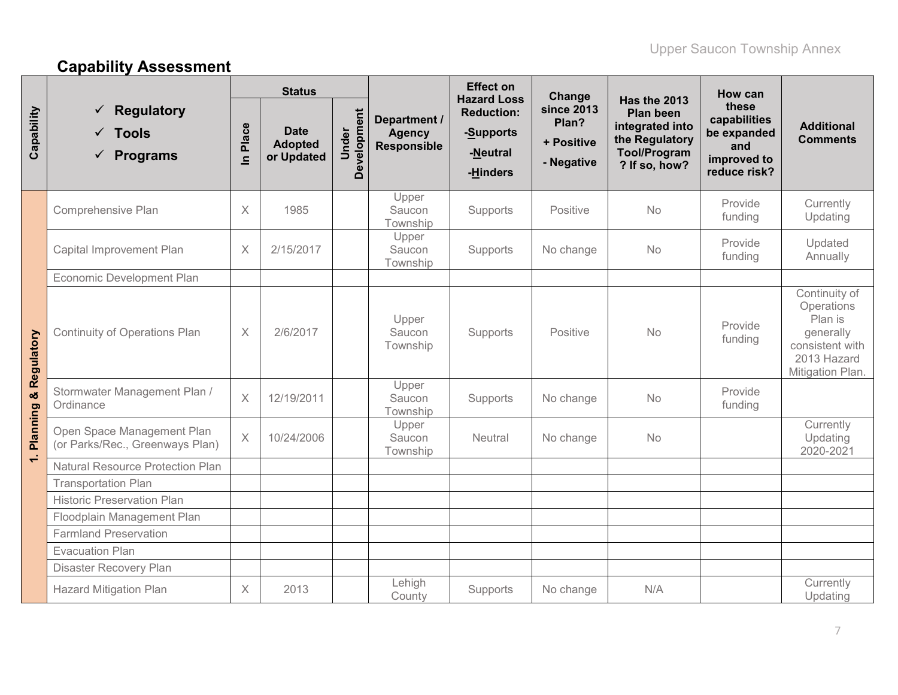## Capability Assessment

| Capability | ✓ Regulatory ✓ Tools ✓ Programs | Status | | | Department / Agency Responsible | Effect on Hazard Loss Reduction: -Supports -Neutral -Hinders | Change since 2013 Plan? + Positive - Negative | Has the 2013 Plan been integrated into the Regulatory Tool/Program? If so, how? | How can these capabilities be expanded and improved to reduce risk? | Additional Comments |
|---|---|---|---|---|---|---|---|---|---|---|
| | | In Place | Date Adopted or Updated | Under Development | | | | | | |
| 1. Planning & Regulatory | Comprehensive Plan | X | 1985 | | Upper Saucon Township | Supports | Positive | No | Provide funding | Currently Updating |
| | Capital Improvement Plan | X | 2/15/2017 | | Upper Saucon Township | Supports | No change | No | Provide funding | Updated Annually |
| | Economic Development Plan | | | | | | | | | |
| | Continuity of Operations Plan | X | 2/6/2017 | | Upper Saucon Township | Supports | Positive | No | Provide funding | Continuity of Operations Plan is generally consistent with 2013 Hazard Mitigation Plan. |
| | Stormwater Management Plan / Ordinance | X | 12/19/2011 | | Upper Saucon Township | Supports | No change | No | Provide funding | |
| | Open Space Management Plan (or Parks/Rec., Greenways Plan) | X | 10/24/2006 | | Upper Saucon Township | Neutral | No change | No | | Currently Updating 2020-2021 |
| | Natural Resource Protection Plan | | | | | | | | | |
| | Transportation Plan | | | | | | | | | |
| | Historic Preservation Plan | | | | | | | | | |
| | Floodplain Management Plan | | | | | | | | | |
| | Farmland Preservation | | | | | | | | | |
| | Evacuation Plan | | | | | | | | | |
| | Disaster Recovery Plan | | | | | | | | | |
| | Hazard Mitigation Plan | X | 2013 | | Lehigh County | Supports | No change | N/A | | Currently Updating |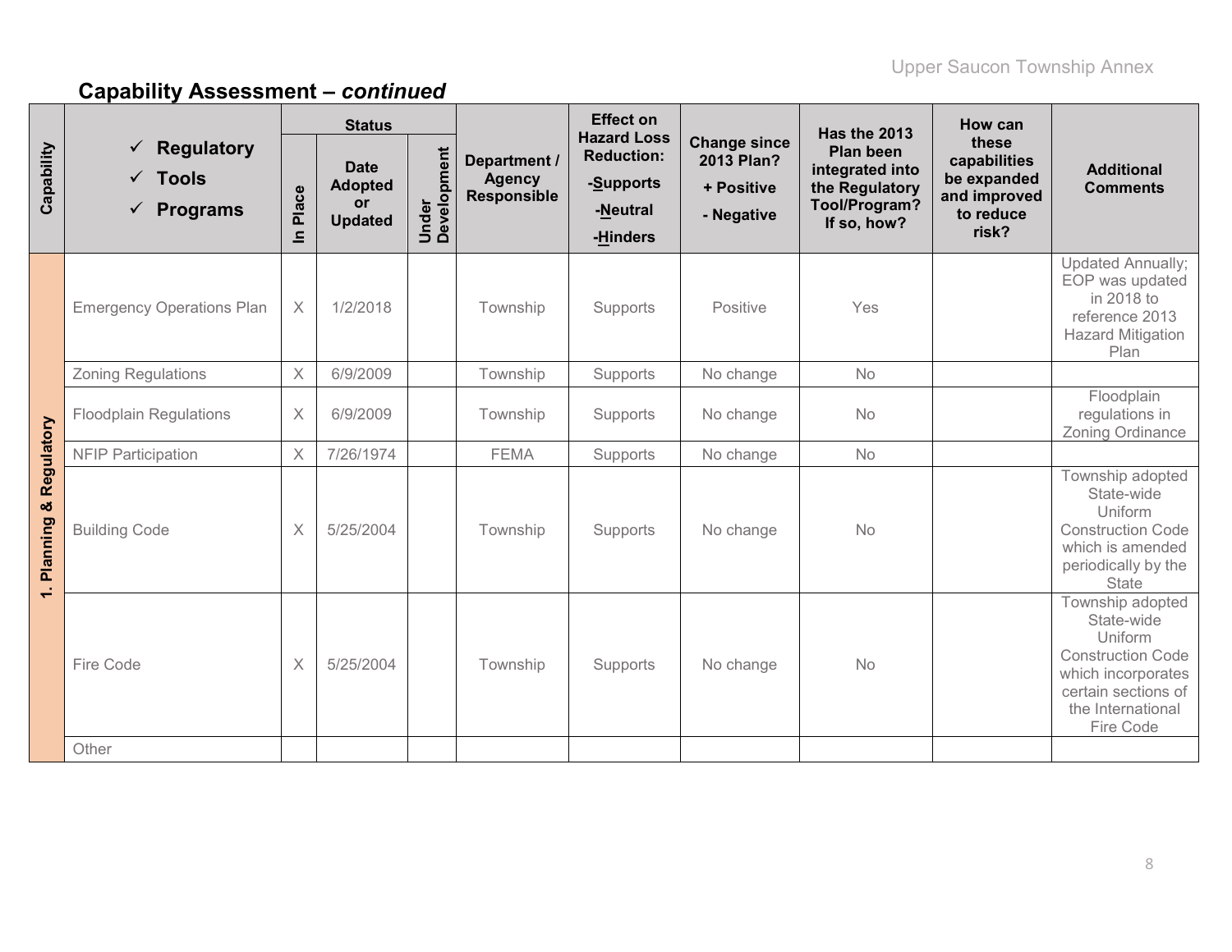## Capability Assessment – *continued*

| Capability | ✓ Regulatory ✓ Tools ✓ Programs | Status | | | Department / Agency Responsible | Effect on Hazard Loss Reduction: -Supports -Neutral -Hinders | Change since 2013 Plan? + Positive - Negative | Has the 2013 Plan been integrated into the Regulatory Tool/Program? If so, how? | How can these capabilities be expanded and improved to reduce risk? | Additional Comments |
|---|---|---|---|---|---|---|---|---|---|---|
| | | In Place | Date Adopted or Updated | Under Development | | | | | | |
| 1. Planning & Regulatory | Emergency Operations Plan | X | 1/2/2018 | | Township | Supports | Positive | Yes | | Updated Annually; EOP was updated in 2018 to reference 2013 Hazard Mitigation Plan |
| | Zoning Regulations | X | 6/9/2009 | | Township | Supports | No change | No | | |
| | Floodplain Regulations | X | 6/9/2009 | | Township | Supports | No change | No | | Floodplain regulations in Zoning Ordinance |
| | NFIP Participation | X | 7/26/1974 | | FEMA | Supports | No change | No | | |
| | Building Code | X | 5/25/2004 | | Township | Supports | No change | No | | Township adopted State-wide Uniform Construction Code which is amended periodically by the State |
| | Fire Code | X | 5/25/2004 | | Township | Supports | No change | No | | Township adopted State-wide Uniform Construction Code which incorporates certain sections of the International Fire Code |
| | Other | | | | | | | | | |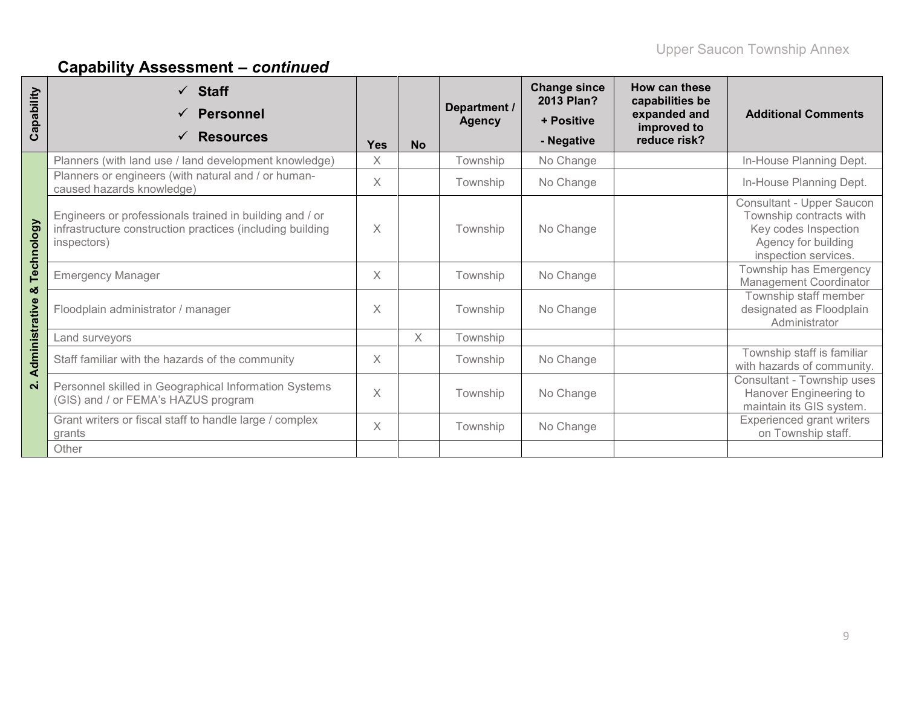## Capability Assessment – *continued*

| Capability | ✓ Staff<br>✓ Personnel<br>✓ Resources | Yes | No | Department / Agency | Change since 2013 Plan?<br>+ Positive<br>- Negative | How can these capabilities be expanded and improved to reduce risk? | Additional Comments |
|---|---|---|---|---|---|---|---|
| 2. Administrative & Technology | Planners (with land use / land development knowledge) | X | | Township | No Change | | In-House Planning Dept. |
| | Planners or engineers (with natural and / or human-caused hazards knowledge) | X | | Township | No Change | | In-House Planning Dept. |
| | Engineers or professionals trained in building and / or infrastructure construction practices (including building inspectors) | X | | Township | No Change | | Consultant - Upper Saucon Township contracts with Key codes Inspection Agency for building inspection services. |
| | Emergency Manager | X | | Township | No Change | | Township has Emergency Management Coordinator |
| | Floodplain administrator / manager | X | | Township | No Change | | Township staff member designated as Floodplain Administrator |
| | Land surveyors | | X | Township | | | |
| | Staff familiar with the hazards of the community | X | | Township | No Change | | Township staff is familiar with hazards of community. |
| | Personnel skilled in Geographical Information Systems (GIS) and / or FEMA's HAZUS program | X | | Township | No Change | | Consultant - Township uses Hanover Engineering to maintain its GIS system. |
| | Grant writers or fiscal staff to handle large / complex grants | X | | Township | No Change | | Experienced grant writers on Township staff. |
| | Other | | | | | | |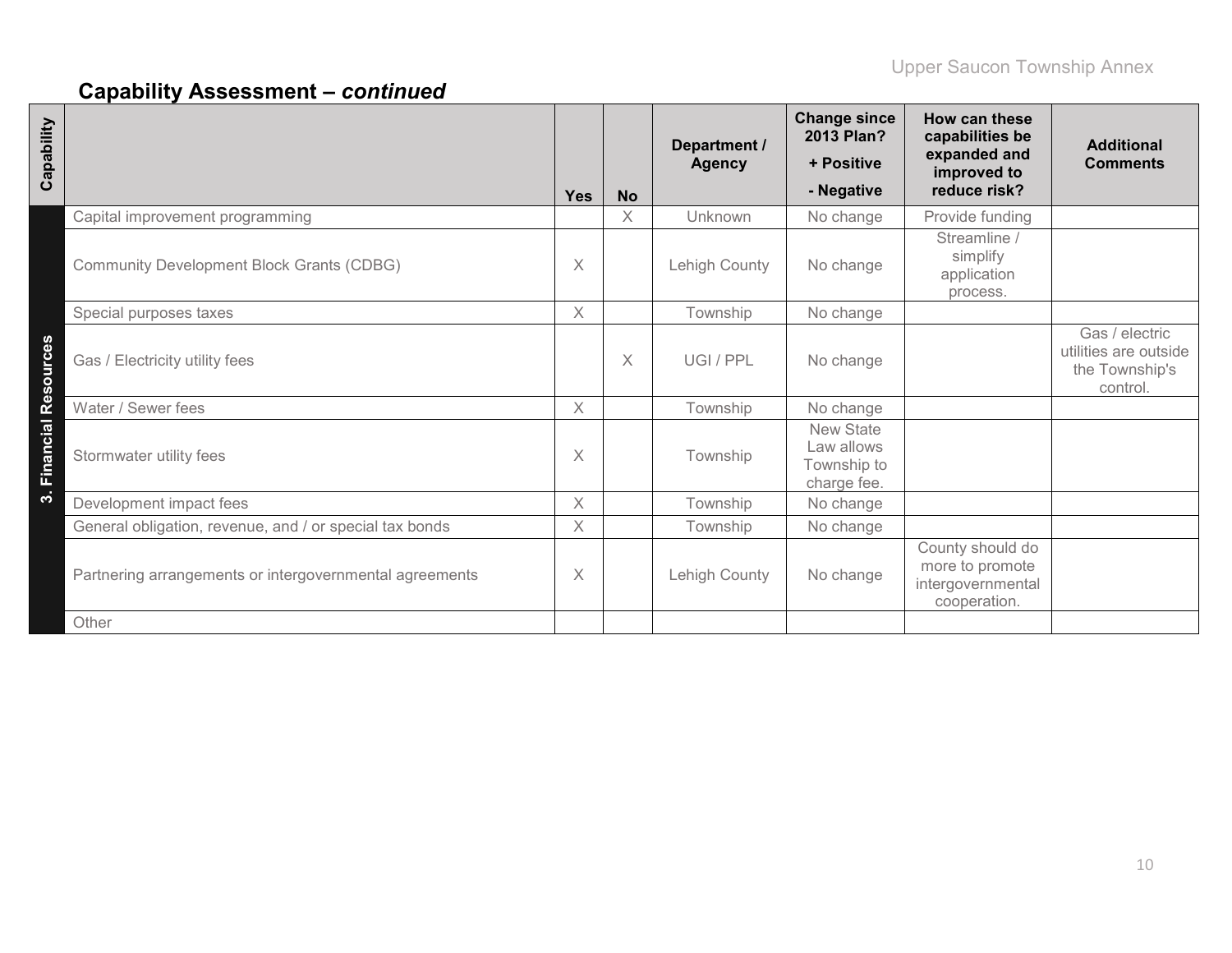## Capability Assessment – *continued*

| Capability | | Yes | No | Department / Agency | Change since 2013 Plan? + Positive - Negative | How can these capabilities be expanded and improved to reduce risk? | Additional Comments |
|---|---|---|---|---|---|---|---|
| 3. Financial Resources | Capital improvement programming | | X | Unknown | No change | Provide funding | |
| | Community Development Block Grants (CDBG) | X | | Lehigh County | No change | Streamline / simplify application process. | |
| | Special purposes taxes | X | | Township | No change | | |
| | Gas / Electricity utility fees | | X | UGI / PPL | No change | | Gas / electric utilities are outside the Township's control. |
| | Water / Sewer fees | X | | Township | No change | | |
| | Stormwater utility fees | X | | Township | New State Law allows Township to charge fee. | | |
| | Development impact fees | X | | Township | No change | | |
| | General obligation, revenue, and / or special tax bonds | X | | Township | No change | | |
| | Partnering arrangements or intergovernmental agreements | X | | Lehigh County | No change | County should do more to promote intergovernmental cooperation. | |
| | Other | | | | | | |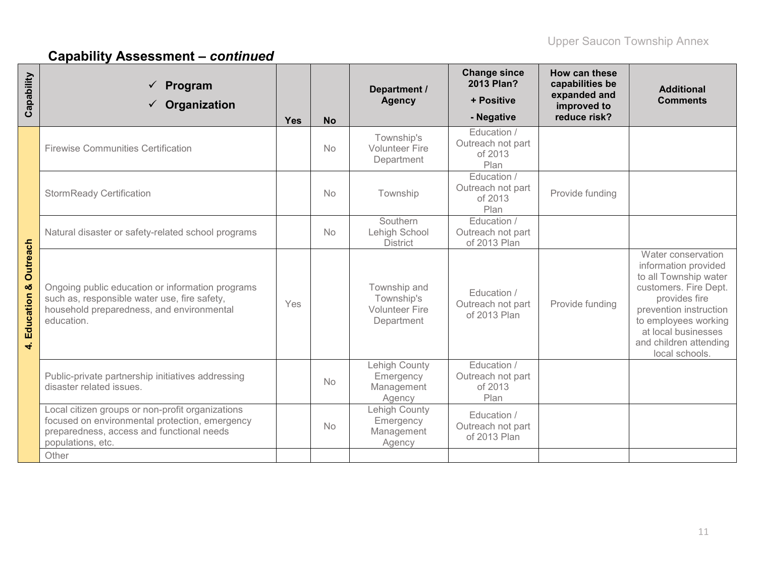## Capability Assessment – *continued*

| Capability | ✓ Program ✓ Organization | Yes | No | Department / Agency | Change since 2013 Plan? + Positive - Negative | How can these capabilities be expanded and improved to reduce risk? | Additional Comments |
|---|---|---|---|---|---|---|---|
| 4. Education & Outreach | Firewise Communities Certification | | No | Township's Volunteer Fire Department | Education / Outreach not part of 2013 Plan | | |
| | StormReady Certification | | No | Township | Education / Outreach not part of 2013 Plan | Provide funding | |
| | Natural disaster or safety-related school programs | | No | Southern Lehigh School District | Education / Outreach not part of 2013 Plan | | |
| | Ongoing public education or information programs such as, responsible water use, fire safety, household preparedness, and environmental education. | Yes | | Township and Township's Volunteer Fire Department | Education / Outreach not part of 2013 Plan | Provide funding | Water conservation information provided to all Township water customers. Fire Dept. provides fire prevention instruction to employees working at local businesses and children attending local schools. |
| | Public-private partnership initiatives addressing disaster related issues. | | No | Lehigh County Emergency Management Agency | Education / Outreach not part of 2013 Plan | | |
| | Local citizen groups or non-profit organizations focused on environmental protection, emergency preparedness, access and functional needs populations, etc. | | No | Lehigh County Emergency Management Agency | Education / Outreach not part of 2013 Plan | | |
| | Other | | | | | | |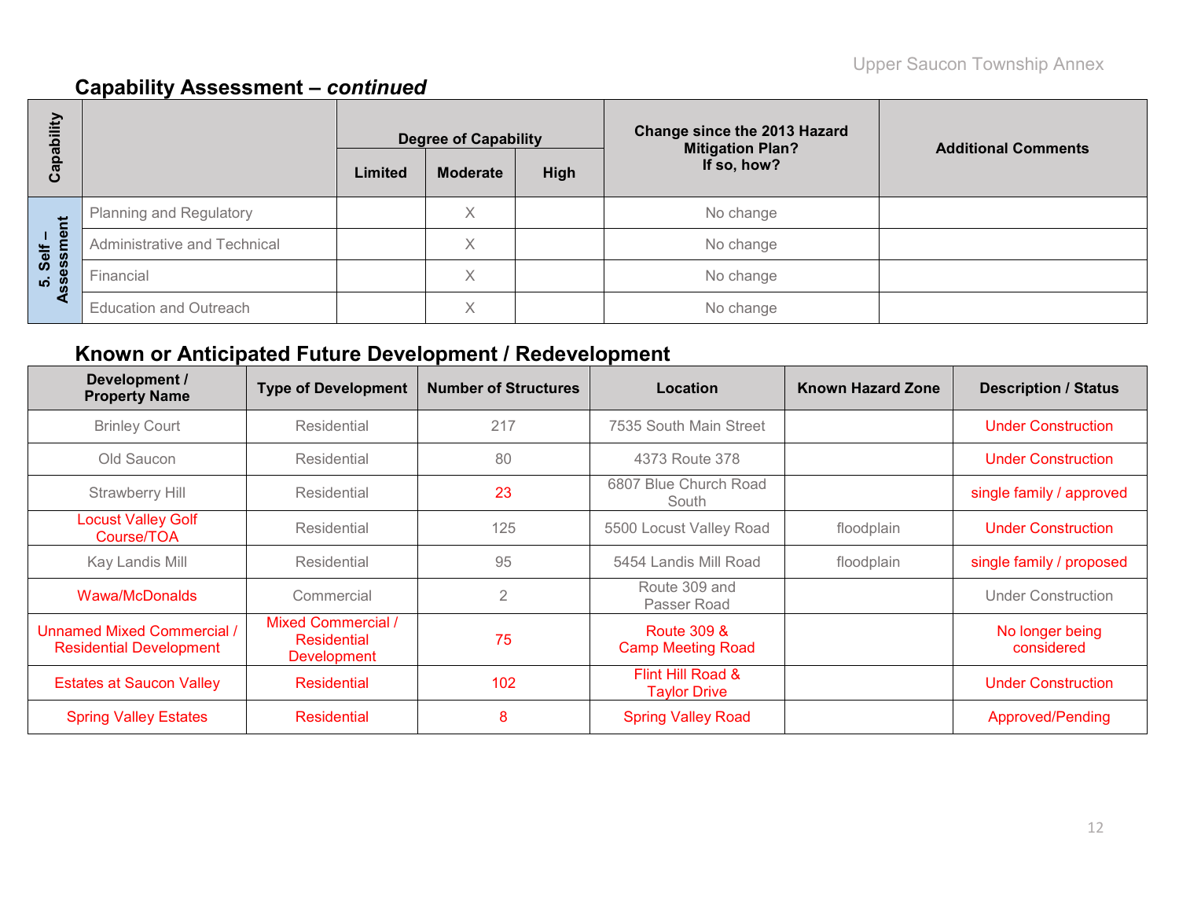## Capability Assessment – *continued*

| Capability | | Degree of Capability | | | Change since the 2013 Hazard Mitigation Plan? If so, how? | Additional Comments |
|---|---|---|---|---|---|---|
| | | Limited | Moderate | High | | |
| 5. Self – Assessment | Planning and Regulatory | | X | | No change | |
| | Administrative and Technical | | X | | No change | |
| | Financial | | X | | No change | |
| | Education and Outreach | | X | | No change | |

## Known or Anticipated Future Development / Redevelopment

| Development / Property Name | Type of Development | Number of Structures | Location | Known Hazard Zone | Description / Status |
|---|---|---|---|---|---|
| Brinley Court | Residential | 217 | 7535 South Main Street | | Under Construction |
| Old Saucon | Residential | 80 | 4373 Route 378 | | Under Construction |
| Strawberry Hill | Residential | 23 | 6807 Blue Church Road South | | single family / approved |
| Locust Valley Golf Course/TOA | Residential | 125 | 5500 Locust Valley Road | floodplain | Under Construction |
| Kay Landis Mill | Residential | 95 | 5454 Landis Mill Road | floodplain | single family / proposed |
| Wawa/McDonalds | Commercial | 2 | Route 309 and Passer Road | | Under Construction |
| Unnamed Mixed Commercial / Residential Development | Mixed Commercial / Residential Development | 75 | Route 309 & Camp Meeting Road | | No longer being considered |
| Estates at Saucon Valley | Residential | 102 | Flint Hill Road & Taylor Drive | | Under Construction |
| Spring Valley Estates | Residential | 8 | Spring Valley Road | | Approved/Pending |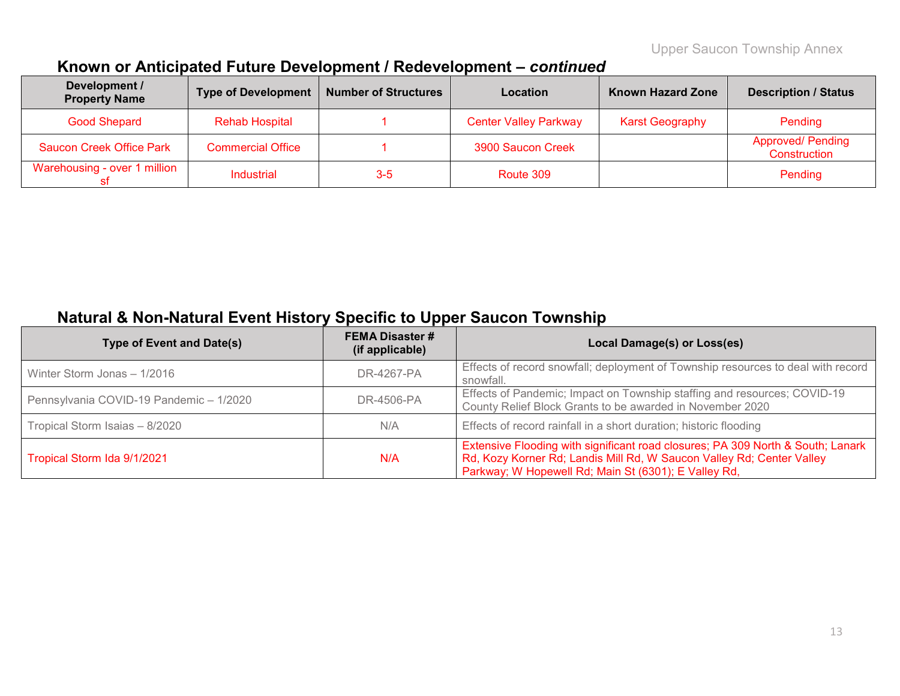## Known or Anticipated Future Development / Redevelopment – *continued*

| Development / Property Name | Type of Development | Number of Structures | Location | Known Hazard Zone | Description / Status |
|---|---|---|---|---|---|
| Good Shepard | Rehab Hospital | 1 | Center Valley Parkway | Karst Geography | Pending |
| Saucon Creek Office Park | Commercial Office | 1 | 3900 Saucon Creek | | Approved/ Pending Construction |
| Warehousing - over 1 million sf | Industrial | 3-5 | Route 309 | | Pending |

## Natural & Non-Natural Event History Specific to Upper Saucon Township

| Type of Event and Date(s) | FEMA Disaster # (if applicable) | Local Damage(s) or Loss(es) |
|---|---|---|
| Winter Storm Jonas – 1/2016 | DR-4267-PA | Effects of record snowfall; deployment of Township resources to deal with record snowfall. |
| Pennsylvania COVID-19 Pandemic – 1/2020 | DR-4506-PA | Effects of Pandemic; Impact on Township staffing and resources; COVID-19 County Relief Block Grants to be awarded in November 2020 |
| Tropical Storm Isaias – 8/2020 | N/A | Effects of record rainfall in a short duration; historic flooding |
| Tropical Storm Ida 9/1/2021 | N/A | Extensive Flooding with significant road closures; PA 309 North & South; Lanark Rd, Kozy Korner Rd; Landis Mill Rd, W Saucon Valley Rd; Center Valley Parkway; W Hopewell Rd; Main St (6301); E Valley Rd, |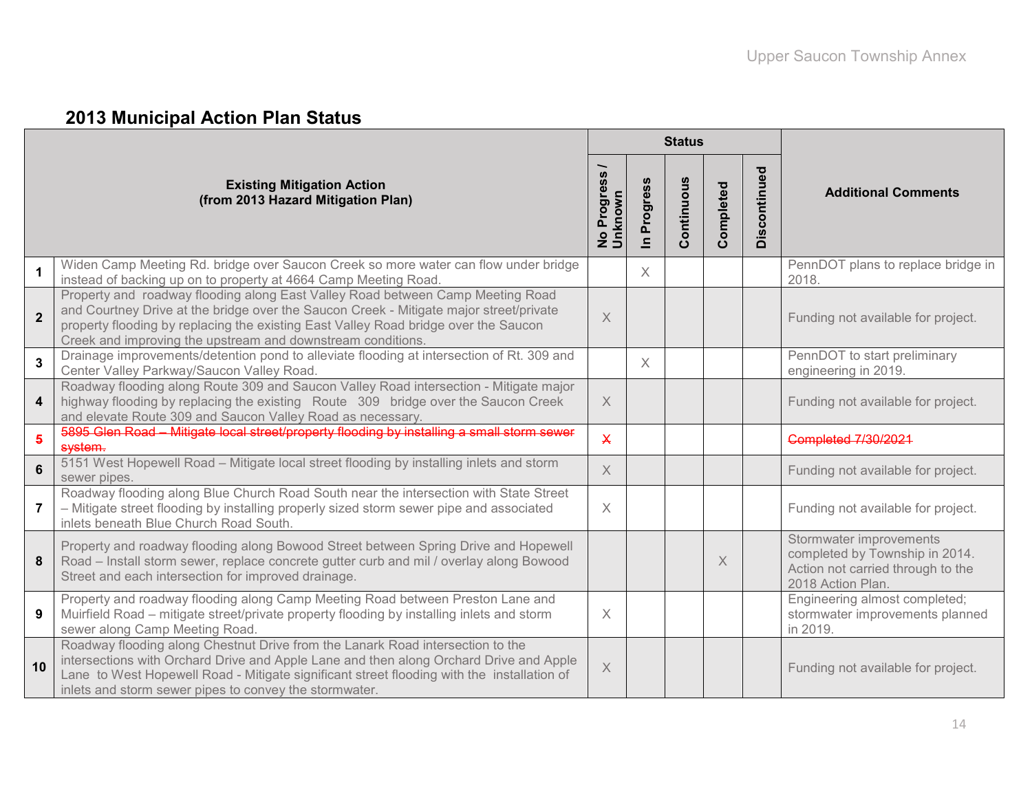## 2013 Municipal Action Plan Status

| | Existing Mitigation Action (from 2013 Hazard Mitigation Plan) | Status | | | | | Additional Comments |
|---|---|---|---|---|---|---|---|
| | | No Progress / Unknown | In Progress | Continuous | Completed | Discontinued | |
| 1 | Widen Camp Meeting Rd. bridge over Saucon Creek so more water can flow under bridge instead of backing up on to property at 4664 Camp Meeting Road. | | X | | | | PennDOT plans to replace bridge in 2018. |
| 2 | Property and roadway flooding along East Valley Road between Camp Meeting Road and Courtney Drive at the bridge over the Saucon Creek - Mitigate major street/private property flooding by replacing the existing East Valley Road bridge over the Saucon Creek and improving the upstream and downstream conditions. | X | | | | | Funding not available for project. |
| 3 | Drainage improvements/detention pond to alleviate flooding at intersection of Rt. 309 and Center Valley Parkway/Saucon Valley Road. | | X | | | | PennDOT to start preliminary engineering in 2019. |
| 4 | Roadway flooding along Route 309 and Saucon Valley Road intersection - Mitigate major highway flooding by replacing the existing Route 309 bridge over the Saucon Creek and elevate Route 309 and Saucon Valley Road as necessary. | X | | | | | Funding not available for project. |
| ~~5~~ | ~~5895 Glen Road – Mitigate local street/property flooding by installing a small storm sewer system.~~ | ~~X~~ | | | | | ~~Completed 7/30/2021~~ |
| 6 | 5151 West Hopewell Road – Mitigate local street flooding by installing inlets and storm sewer pipes. | X | | | | | Funding not available for project. |
| 7 | Roadway flooding along Blue Church Road South near the intersection with State Street – Mitigate street flooding by installing properly sized storm sewer pipe and associated inlets beneath Blue Church Road South. | X | | | | | Funding not available for project. |
| 8 | Property and roadway flooding along Bowood Street between Spring Drive and Hopewell Road – Install storm sewer, replace concrete gutter curb and mil / overlay along Bowood Street and each intersection for improved drainage. | | | | X | | Stormwater improvements completed by Township in 2014. Action not carried through to the 2018 Action Plan. |
| 9 | Property and roadway flooding along Camp Meeting Road between Preston Lane and Muirfield Road – mitigate street/private property flooding by installing inlets and storm sewer along Camp Meeting Road. | X | | | | | Engineering almost completed; stormwater improvements planned in 2019. |
| 10 | Roadway flooding along Chestnut Drive from the Lanark Road intersection to the intersections with Orchard Drive and Apple Lane and then along Orchard Drive and Apple Lane to West Hopewell Road - Mitigate significant street flooding with the installation of inlets and storm sewer pipes to convey the stormwater. | X | | | | | Funding not available for project. |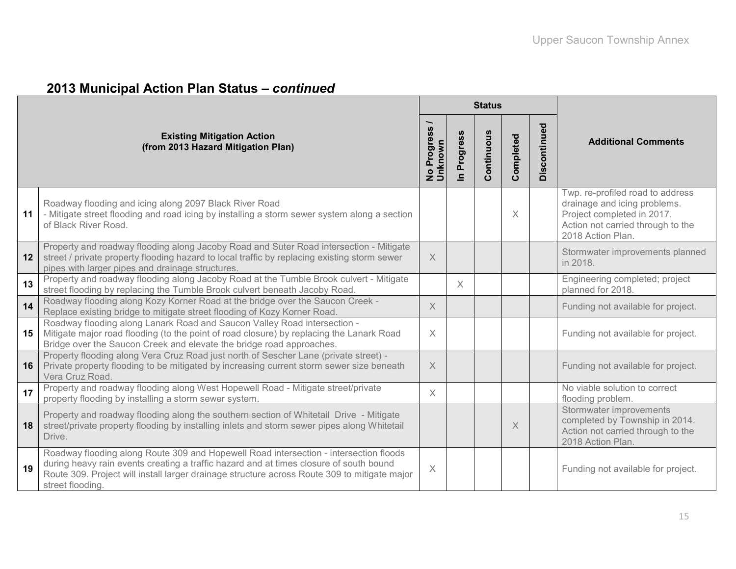## 2013 Municipal Action Plan Status – *continued*

| # | Existing Mitigation Action (from 2013 Hazard Mitigation Plan) | Status | | | | | Additional Comments |
|---|---|---|---|---|---|---|---|
| | | No Progress / Unknown | In Progress | Continuous | Completed | Discontinued | |
| 11 | Roadway flooding and icing along 2097 Black River Road - Mitigate street flooding and road icing by installing a storm sewer system along a section of Black River Road. | | | | X | | Twp. re-profiled road to address drainage and icing problems. Project completed in 2017. Action not carried through to the 2018 Action Plan. |
| 12 | Property and roadway flooding along Jacoby Road and Suter Road intersection - Mitigate street / private property flooding hazard to local traffic by replacing existing storm sewer pipes with larger pipes and drainage structures. | X | | | | | Stormwater improvements planned in 2018. |
| 13 | Property and roadway flooding along Jacoby Road at the Tumble Brook culvert - Mitigate street flooding by replacing the Tumble Brook culvert beneath Jacoby Road. | | X | | | | Engineering completed; project planned for 2018. |
| 14 | Roadway flooding along Kozy Korner Road at the bridge over the Saucon Creek - Replace existing bridge to mitigate street flooding of Kozy Korner Road. | X | | | | | Funding not available for project. |
| 15 | Roadway flooding along Lanark Road and Saucon Valley Road intersection - Mitigate major road flooding (to the point of road closure) by replacing the Lanark Road Bridge over the Saucon Creek and elevate the bridge road approaches. | X | | | | | Funding not available for project. |
| 16 | Property flooding along Vera Cruz Road just north of Sescher Lane (private street) - Private property flooding to be mitigated by increasing current storm sewer size beneath Vera Cruz Road. | X | | | | | Funding not available for project. |
| 17 | Property and roadway flooding along West Hopewell Road - Mitigate street/private property flooding by installing a storm sewer system. | X | | | | | No viable solution to correct flooding problem. |
| 18 | Property and roadway flooding along the southern section of Whitetail Drive - Mitigate street/private property flooding by installing inlets and storm sewer pipes along Whitetail Drive. | | | | X | | Stormwater improvements completed by Township in 2014. Action not carried through to the 2018 Action Plan. |
| 19 | Roadway flooding along Route 309 and Hopewell Road intersection - intersection floods during heavy rain events creating a traffic hazard and at times closure of south bound Route 309. Project will install larger drainage structure across Route 309 to mitigate major street flooding. | X | | | | | Funding not available for project. |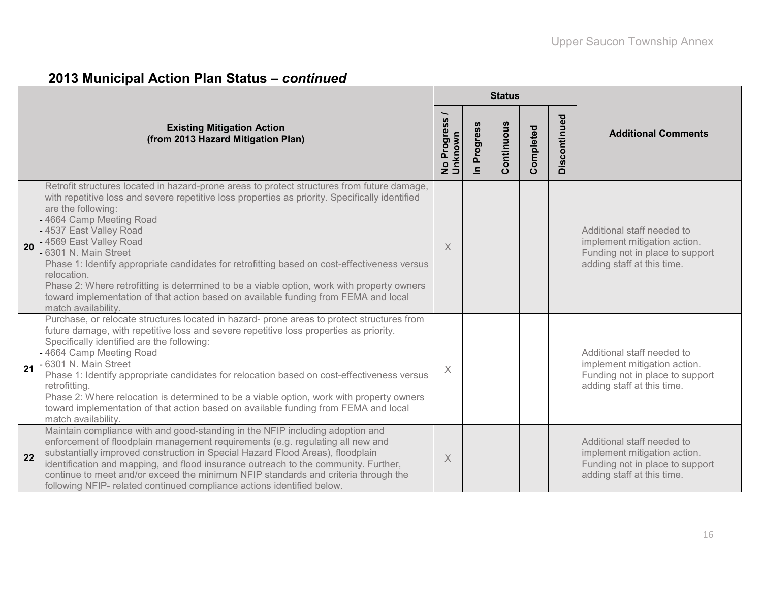## 2013 Municipal Action Plan Status – *continued*

| | Existing Mitigation Action (from 2013 Hazard Mitigation Plan) | Status | | | | | Additional Comments |
|---|---|---|---|---|---|---|---|
| | | No Progress / Unknown | In Progress | Continuous | Completed | Discontinued | |
| 20 | Retrofit structures located in hazard-prone areas to protect structures from future damage, with repetitive loss and severe repetitive loss properties as priority. Specifically identified are the following:<br>- 4664 Camp Meeting Road<br>- 4537 East Valley Road<br>- 4569 East Valley Road<br>- 6301 N. Main Street<br>Phase 1: Identify appropriate candidates for retrofitting based on cost-effectiveness versus relocation.<br>Phase 2: Where retrofitting is determined to be a viable option, work with property owners toward implementation of that action based on available funding from FEMA and local match availability. | X | | | | | Additional staff needed to implement mitigation action. Funding not in place to support adding staff at this time. |
| 21 | Purchase, or relocate structures located in hazard- prone areas to protect structures from future damage, with repetitive loss and severe repetitive loss properties as priority. Specifically identified are the following:<br>- 4664 Camp Meeting Road<br>- 6301 N. Main Street<br>Phase 1: Identify appropriate candidates for relocation based on cost-effectiveness versus retrofitting.<br>Phase 2: Where relocation is determined to be a viable option, work with property owners toward implementation of that action based on available funding from FEMA and local match availability. | X | | | | | Additional staff needed to implement mitigation action. Funding not in place to support adding staff at this time. |
| 22 | Maintain compliance with and good-standing in the NFIP including adoption and enforcement of floodplain management requirements (e.g. regulating all new and substantially improved construction in Special Hazard Flood Areas), floodplain identification and mapping, and flood insurance outreach to the community. Further, continue to meet and/or exceed the minimum NFIP standards and criteria through the following NFIP- related continued compliance actions identified below. | X | | | | | Additional staff needed to implement mitigation action. Funding not in place to support adding staff at this time. |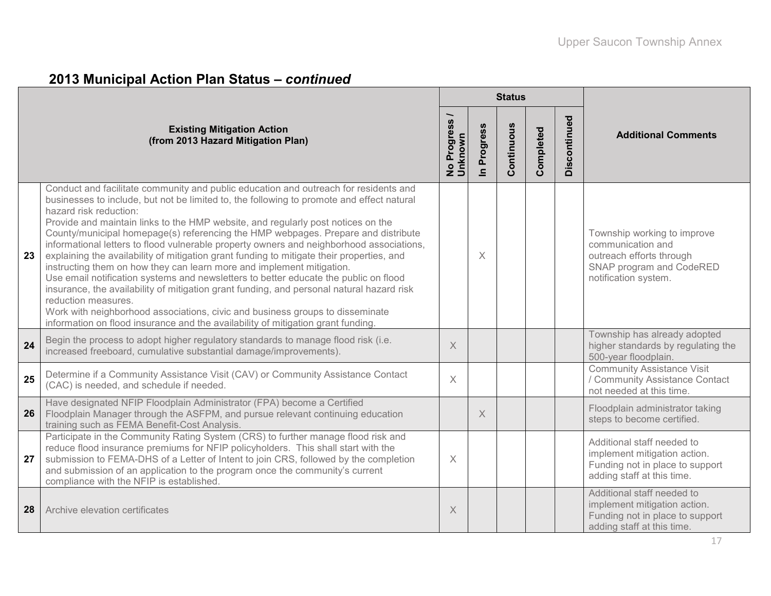## 2013 Municipal Action Plan Status – *continued*

| | Existing Mitigation Action (from 2013 Hazard Mitigation Plan) | Status | | | | | Additional Comments |
|---|---|---|---|---|---|---|---|
| | | No Progress / Unknown | In Progress | Continuous | Completed | Discontinued | |
| 23 | Conduct and facilitate community and public education and outreach for residents and businesses to include, but not be limited to, the following to promote and effect natural hazard risk reduction: Provide and maintain links to the HMP website, and regularly post notices on the County/municipal homepage(s) referencing the HMP webpages. Prepare and distribute informational letters to flood vulnerable property owners and neighborhood associations, explaining the availability of mitigation grant funding to mitigate their properties, and instructing them on how they can learn more and implement mitigation. Use email notification systems and newsletters to better educate the public on flood insurance, the availability of mitigation grant funding, and personal natural hazard risk reduction measures. Work with neighborhood associations, civic and business groups to disseminate information on flood insurance and the availability of mitigation grant funding. | | X | | | | Township working to improve communication and outreach efforts through SNAP program and CodeRED notification system. |
| 24 | Begin the process to adopt higher regulatory standards to manage flood risk (i.e. increased freeboard, cumulative substantial damage/improvements). | X | | | | | Township has already adopted higher standards by regulating the 500-year floodplain. |
| 25 | Determine if a Community Assistance Visit (CAV) or Community Assistance Contact (CAC) is needed, and schedule if needed. | X | | | | | Community Assistance Visit / Community Assistance Contact not needed at this time. |
| 26 | Have designated NFIP Floodplain Administrator (FPA) become a Certified Floodplain Manager through the ASFPM, and pursue relevant continuing education training such as FEMA Benefit-Cost Analysis. | | X | | | | Floodplain administrator taking steps to become certified. |
| 27 | Participate in the Community Rating System (CRS) to further manage flood risk and reduce flood insurance premiums for NFIP policyholders. This shall start with the submission to FEMA-DHS of a Letter of Intent to join CRS, followed by the completion and submission of an application to the program once the community's current compliance with the NFIP is established. | X | | | | | Additional staff needed to implement mitigation action. Funding not in place to support adding staff at this time. |
| 28 | Archive elevation certificates | X | | | | | Additional staff needed to implement mitigation action. Funding not in place to support adding staff at this time. |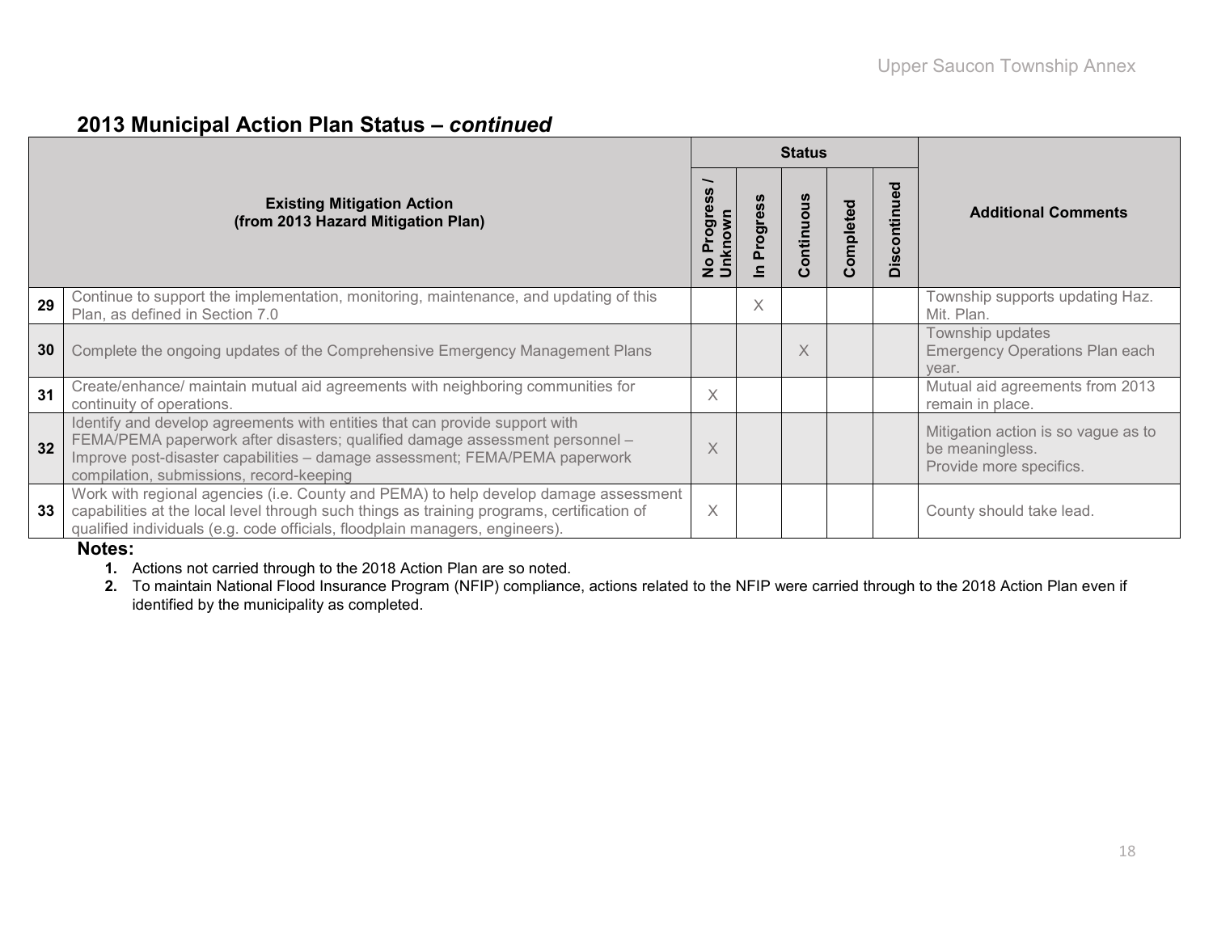## 2013 Municipal Action Plan Status – *continued*

| | Existing Mitigation Action (from 2013 Hazard Mitigation Plan) | Status | | | | | Additional Comments |
|---|---|---|---|---|---|---|---|
| | | No Progress / Unknown | In Progress | Continuous | Completed | Discontinued | |
| 29 | Continue to support the implementation, monitoring, maintenance, and updating of this Plan, as defined in Section 7.0 | | X | | | | Township supports updating Haz. Mit. Plan. |
| 30 | Complete the ongoing updates of the Comprehensive Emergency Management Plans | | | X | | | Township updates Emergency Operations Plan each year. |
| 31 | Create/enhance/ maintain mutual aid agreements with neighboring communities for continuity of operations. | X | | | | | Mutual aid agreements from 2013 remain in place. |
| 32 | Identify and develop agreements with entities that can provide support with FEMA/PEMA paperwork after disasters; qualified damage assessment personnel – Improve post-disaster capabilities – damage assessment; FEMA/PEMA paperwork compilation, submissions, record-keeping | X | | | | | Mitigation action is so vague as to be meaningless. Provide more specifics. |
| 33 | Work with regional agencies (i.e. County and PEMA) to help develop damage assessment capabilities at the local level through such things as training programs, certification of qualified individuals (e.g. code officials, floodplain managers, engineers). | X | | | | | County should take lead. |

**Notes:**

1. Actions not carried through to the 2018 Action Plan are so noted.
2. To maintain National Flood Insurance Program (NFIP) compliance, actions related to the NFIP were carried through to the 2018 Action Plan even if identified by the municipality as completed.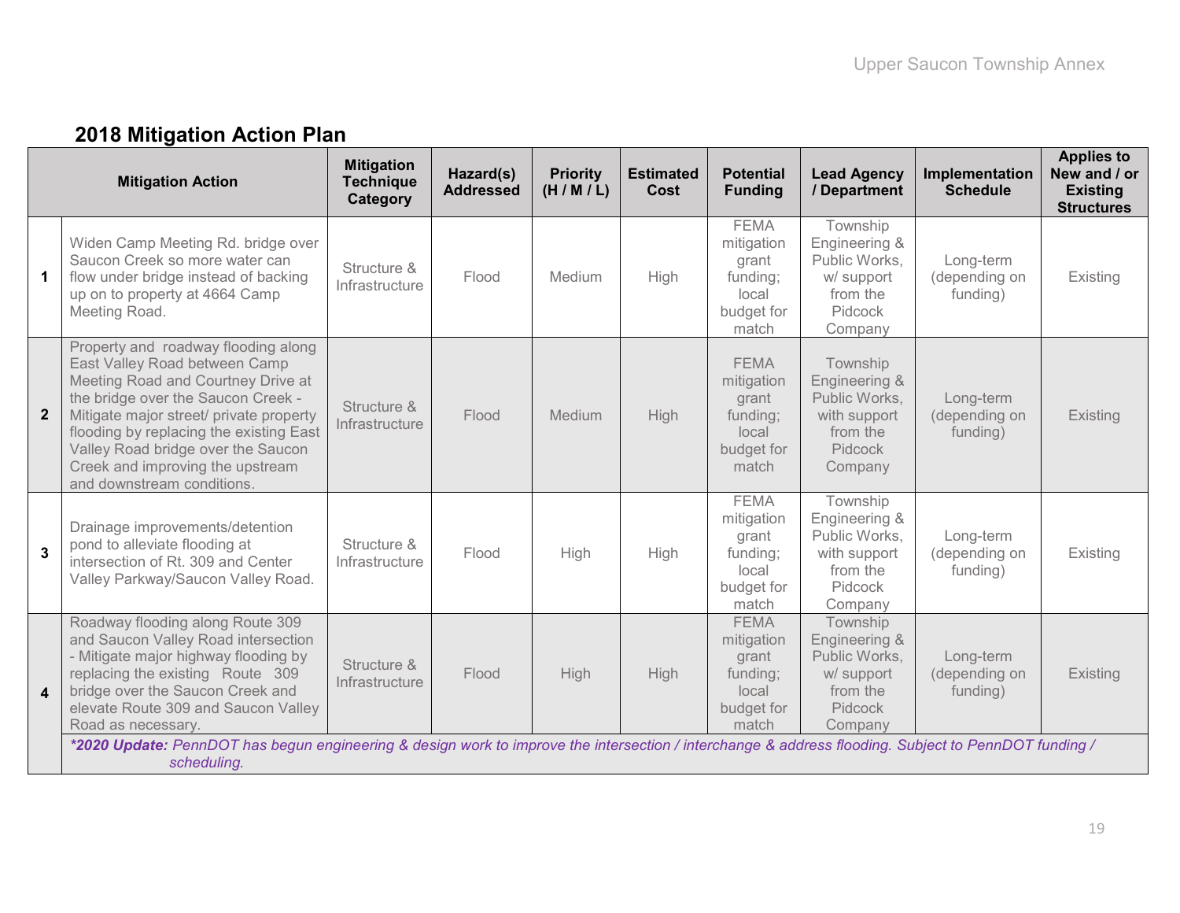## 2018 Mitigation Action Plan

| | Mitigation Action | Mitigation Technique Category | Hazard(s) Addressed | Priority (H / M / L) | Estimated Cost | Potential Funding | Lead Agency / Department | Implementation Schedule | Applies to New and / or Existing Structures |
|---|---|---|---|---|---|---|---|---|---|
| 1 | Widen Camp Meeting Rd. bridge over Saucon Creek so more water can flow under bridge instead of backing up on to property at 4664 Camp Meeting Road. | Structure & Infrastructure | Flood | Medium | High | FEMA mitigation grant funding; local budget for match | Township Engineering & Public Works, w/ support from the Pidcock Company | Long-term (depending on funding) | Existing |
| 2 | Property and roadway flooding along East Valley Road between Camp Meeting Road and Courtney Drive at the bridge over the Saucon Creek - Mitigate major street/ private property flooding by replacing the existing East Valley Road bridge over the Saucon Creek and improving the upstream and downstream conditions. | Structure & Infrastructure | Flood | Medium | High | FEMA mitigation grant funding; local budget for match | Township Engineering & Public Works, with support from the Pidcock Company | Long-term (depending on funding) | Existing |
| 3 | Drainage improvements/detention pond to alleviate flooding at intersection of Rt. 309 and Center Valley Parkway/Saucon Valley Road. | Structure & Infrastructure | Flood | High | High | FEMA mitigation grant funding; local budget for match | Township Engineering & Public Works, with support from the Pidcock Company | Long-term (depending on funding) | Existing |
| 4 | Roadway flooding along Route 309 and Saucon Valley Road intersection - Mitigate major highway flooding by replacing the existing Route 309 bridge over the Saucon Creek and elevate Route 309 and Saucon Valley Road as necessary. | Structure & Infrastructure | Flood | High | High | FEMA mitigation grant funding; local budget for match | Township Engineering & Public Works, w/ support from the Pidcock Company | Long-term (depending on funding) | Existing |
| | ***2020 Update:** PennDOT has begun engineering & design work to improve the intersection / interchange & address flooding. Subject to PennDOT funding / scheduling.* | | | | | | | | |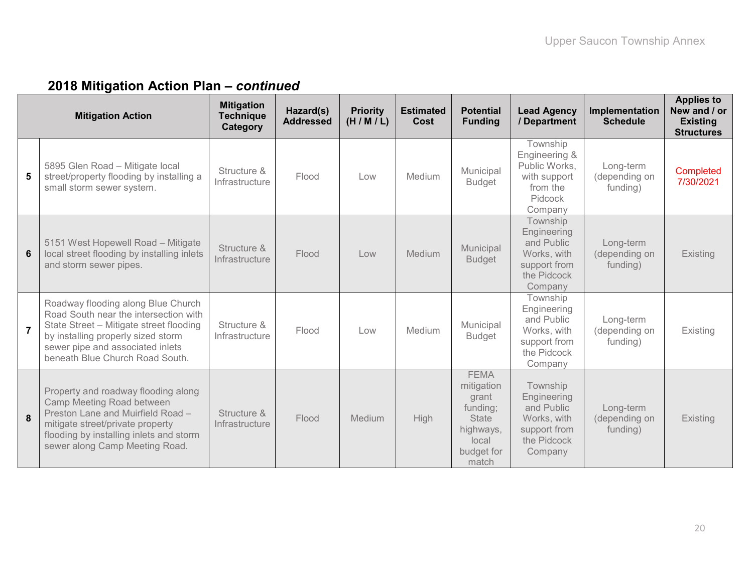## 2018 Mitigation Action Plan – *continued*

| | Mitigation Action | Mitigation Technique Category | Hazard(s) Addressed | Priority (H / M / L) | Estimated Cost | Potential Funding | Lead Agency / Department | Implementation Schedule | Applies to New and / or Existing Structures |
|---|---|---|---|---|---|---|---|---|---|
| **5** | 5895 Glen Road – Mitigate local street/property flooding by installing a small storm sewer system. | Structure & Infrastructure | Flood | Low | Medium | Municipal Budget | Township Engineering & Public Works, with support from the Pidcock Company | Long-term (depending on funding) | Completed 7/30/2021 |
| **6** | 5151 West Hopewell Road – Mitigate local street flooding by installing inlets and storm sewer pipes. | Structure & Infrastructure | Flood | Low | Medium | Municipal Budget | Township Engineering and Public Works, with support from the Pidcock Company | Long-term (depending on funding) | Existing |
| **7** | Roadway flooding along Blue Church Road South near the intersection with State Street – Mitigate street flooding by installing properly sized storm sewer pipe and associated inlets beneath Blue Church Road South. | Structure & Infrastructure | Flood | Low | Medium | Municipal Budget | Township Engineering and Public Works, with support from the Pidcock Company | Long-term (depending on funding) | Existing |
| **8** | Property and roadway flooding along Camp Meeting Road between Preston Lane and Muirfield Road – mitigate street/private property flooding by installing inlets and storm sewer along Camp Meeting Road. | Structure & Infrastructure | Flood | Medium | High | FEMA mitigation grant funding; State highways, local budget for match | Township Engineering and Public Works, with support from the Pidcock Company | Long-term (depending on funding) | Existing |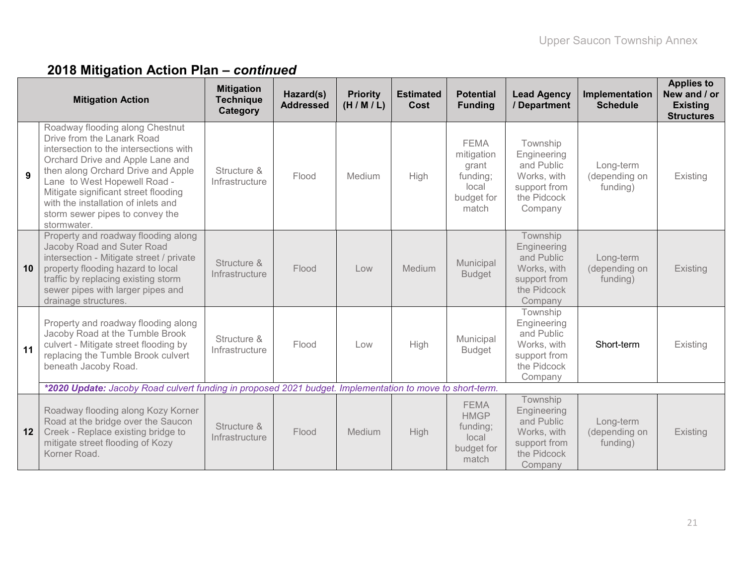## 2018 Mitigation Action Plan – *continued*

| | Mitigation Action | Mitigation Technique Category | Hazard(s) Addressed | Priority (H / M / L) | Estimated Cost | Potential Funding | Lead Agency / Department | Implementation Schedule | Applies to New and / or Existing Structures |
|---|---|---|---|---|---|---|---|---|---|
| **9** | Roadway flooding along Chestnut Drive from the Lanark Road intersection to the intersections with Orchard Drive and Apple Lane and then along Orchard Drive and Apple Lane to West Hopewell Road - Mitigate significant street flooding with the installation of inlets and storm sewer pipes to convey the stormwater. | Structure & Infrastructure | Flood | Medium | High | FEMA mitigation grant funding; local budget for match | Township Engineering and Public Works, with support from the Pidcock Company | Long-term (depending on funding) | Existing |
| **10** | Property and roadway flooding along Jacoby Road and Suter Road intersection - Mitigate street / private property flooding hazard to local traffic by replacing existing storm sewer pipes with larger pipes and drainage structures. | Structure & Infrastructure | Flood | Low | Medium | Municipal Budget | Township Engineering and Public Works, with support from the Pidcock Company | Long-term (depending on funding) | Existing |
| **11** | Property and roadway flooding along Jacoby Road at the Tumble Brook culvert - Mitigate street flooding by replacing the Tumble Brook culvert beneath Jacoby Road. | Structure & Infrastructure | Flood | Low | High | Municipal Budget | Township Engineering and Public Works, with support from the Pidcock Company | Short-term | Existing |
| | ***2020 Update:** *Jacoby Road culvert funding in proposed 2021 budget. Implementation to move to short-term.* | | | | | | | | |
| **12** | Roadway flooding along Kozy Korner Road at the bridge over the Saucon Creek - Replace existing bridge to mitigate street flooding of Kozy Korner Road. | Structure & Infrastructure | Flood | Medium | High | FEMA HMGP funding; local budget for match | Township Engineering and Public Works, with support from the Pidcock Company | Long-term (depending on funding) | Existing |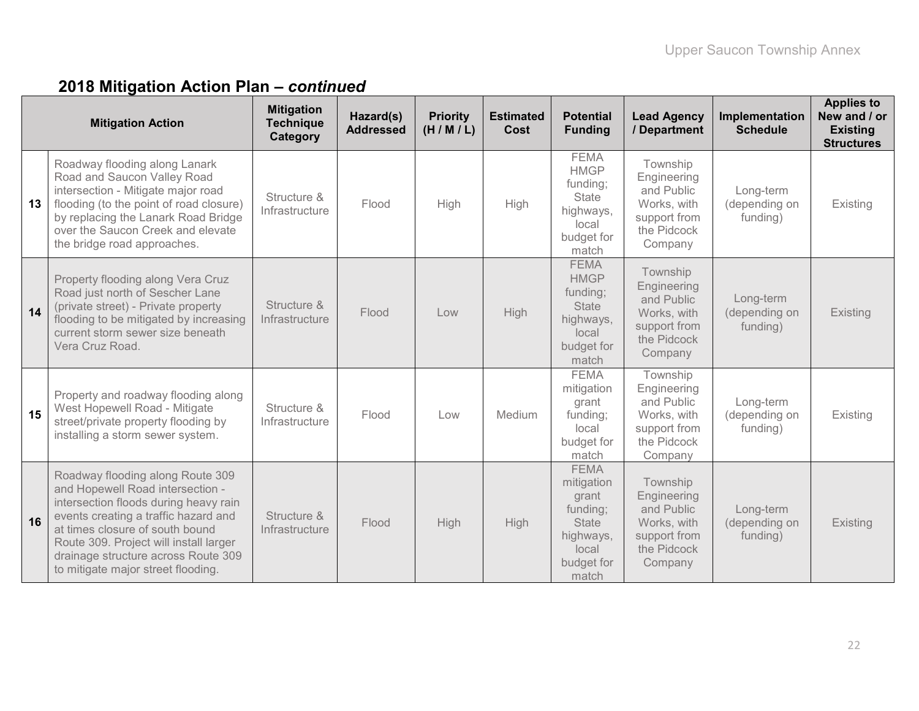## 2018 Mitigation Action Plan – *continued*

| | Mitigation Action | Mitigation Technique Category | Hazard(s) Addressed | Priority (H / M / L) | Estimated Cost | Potential Funding | Lead Agency / Department | Implementation Schedule | Applies to New and / or Existing Structures |
|---|---|---|---|---|---|---|---|---|---|
| **13** | Roadway flooding along Lanark Road and Saucon Valley Road intersection - Mitigate major road flooding (to the point of road closure) by replacing the Lanark Road Bridge over the Saucon Creek and elevate the bridge road approaches. | Structure & Infrastructure | Flood | High | High | FEMA HMGP funding; State highways, local budget for match | Township Engineering and Public Works, with support from the Pidcock Company | Long-term (depending on funding) | Existing |
| **14** | Property flooding along Vera Cruz Road just north of Sescher Lane (private street) - Private property flooding to be mitigated by increasing current storm sewer size beneath Vera Cruz Road. | Structure & Infrastructure | Flood | Low | High | FEMA HMGP funding; State highways, local budget for match | Township Engineering and Public Works, with support from the Pidcock Company | Long-term (depending on funding) | Existing |
| **15** | Property and roadway flooding along West Hopewell Road - Mitigate street/private property flooding by installing a storm sewer system. | Structure & Infrastructure | Flood | Low | Medium | FEMA mitigation grant funding; local budget for match | Township Engineering and Public Works, with support from the Pidcock Company | Long-term (depending on funding) | Existing |
| **16** | Roadway flooding along Route 309 and Hopewell Road intersection - intersection floods during heavy rain events creating a traffic hazard and at times closure of south bound Route 309. Project will install larger drainage structure across Route 309 to mitigate major street flooding. | Structure & Infrastructure | Flood | High | High | FEMA mitigation grant funding; State highways, local budget for match | Township Engineering and Public Works, with support from the Pidcock Company | Long-term (depending on funding) | Existing |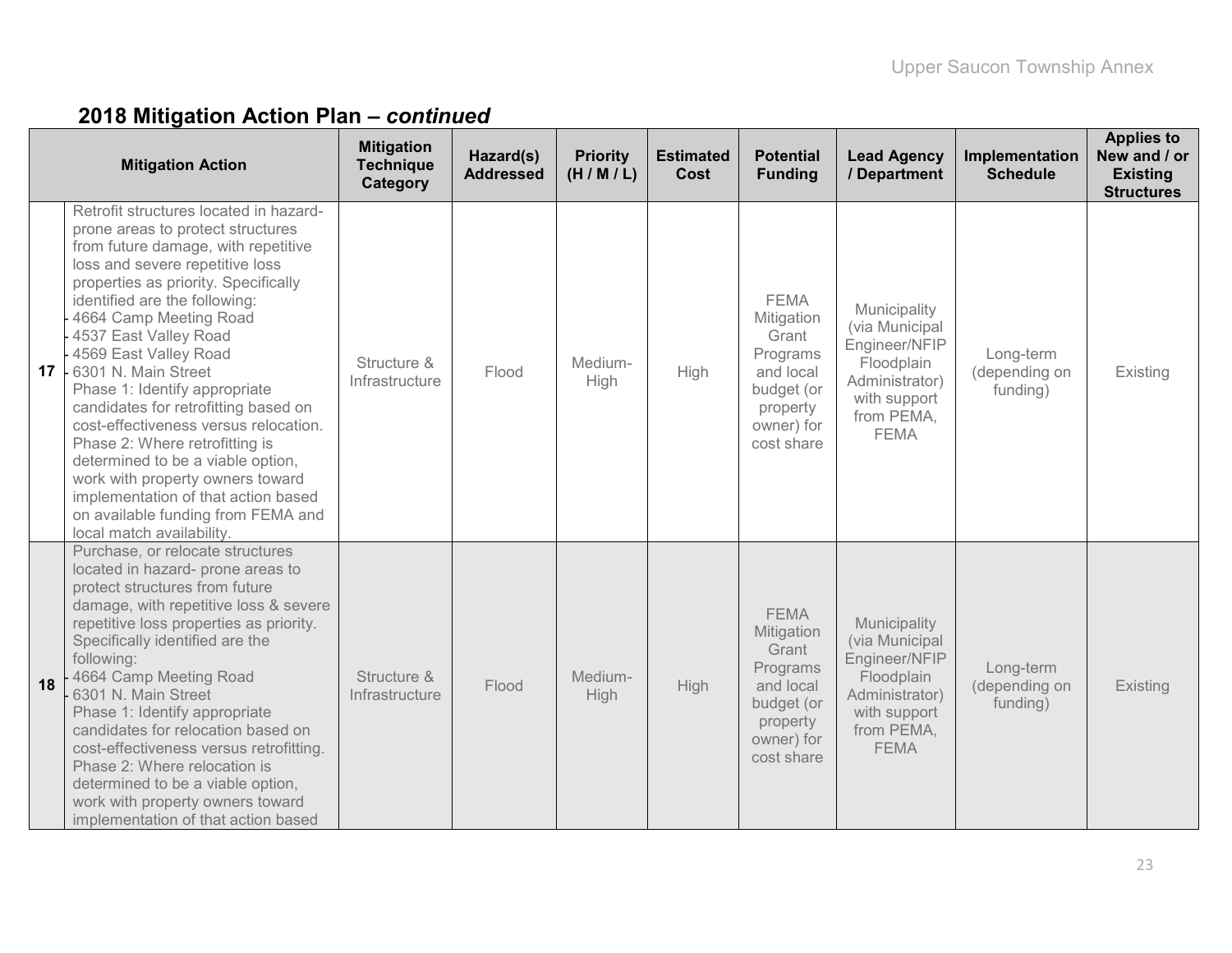## 2018 Mitigation Action Plan – *continued*

| | Mitigation Action | Mitigation Technique Category | Hazard(s) Addressed | Priority (H / M / L) | Estimated Cost | Potential Funding | Lead Agency / Department | Implementation Schedule | Applies to New and / or Existing Structures |
|---|---|---|---|---|---|---|---|---|---|
| 17 | Retrofit structures located in hazard-prone areas to protect structures from future damage, with repetitive loss and severe repetitive loss properties as priority. Specifically identified are the following:<br>- 4664 Camp Meeting Road<br>- 4537 East Valley Road<br>- 4569 East Valley Road<br>- 6301 N. Main Street<br>Phase 1: Identify appropriate candidates for retrofitting based on cost-effectiveness versus relocation.<br>Phase 2: Where retrofitting is determined to be a viable option, work with property owners toward implementation of that action based on available funding from FEMA and local match availability. | Structure & Infrastructure | Flood | Medium-High | High | FEMA Mitigation Grant Programs and local budget (or property owner) for cost share | Municipality (via Municipal Engineer/NFIP Floodplain Administrator) with support from PEMA, FEMA | Long-term (depending on funding) | Existing |
| 18 | Purchase, or relocate structures located in hazard- prone areas to protect structures from future damage, with repetitive loss & severe repetitive loss properties as priority. Specifically identified are the following:<br>- 4664 Camp Meeting Road<br>- 6301 N. Main Street<br>Phase 1: Identify appropriate candidates for relocation based on cost-effectiveness versus retrofitting.<br>Phase 2: Where relocation is determined to be a viable option, work with property owners toward implementation of that action based | Structure & Infrastructure | Flood | Medium-High | High | FEMA Mitigation Grant Programs and local budget (or property owner) for cost share | Municipality (via Municipal Engineer/NFIP Floodplain Administrator) with support from PEMA, FEMA | Long-term (depending on funding) | Existing |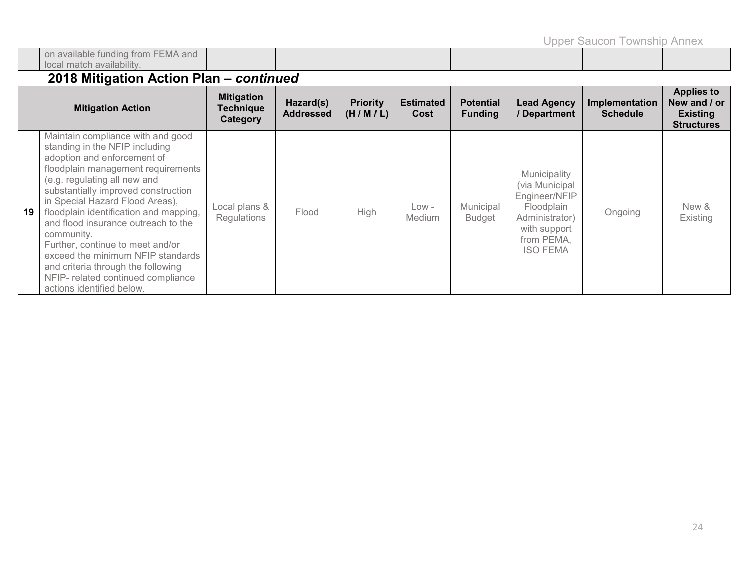| | on available funding from FEMA and local match availability. | | | | | | | | |
|---|---|---|---|---|---|---|---|---|---|

## 2018 Mitigation Action Plan – *continued*

| | Mitigation Action | Mitigation Technique Category | Hazard(s) Addressed | Priority (H / M / L) | Estimated Cost | Potential Funding | Lead Agency / Department | Implementation Schedule | Applies to New and / or Existing Structures |
|---|---|---|---|---|---|---|---|---|---|
| 19 | Maintain compliance with and good standing in the NFIP including adoption and enforcement of floodplain management requirements (e.g. regulating all new and substantially improved construction in Special Hazard Flood Areas), floodplain identification and mapping, and flood insurance outreach to the community. Further, continue to meet and/or exceed the minimum NFIP standards and criteria through the following NFIP- related continued compliance actions identified below. | Local plans & Regulations | Flood | High | Low - Medium | Municipal Budget | Municipality (via Municipal Engineer/NFIP Floodplain Administrator) with support from PEMA, ISO FEMA | Ongoing | New & Existing |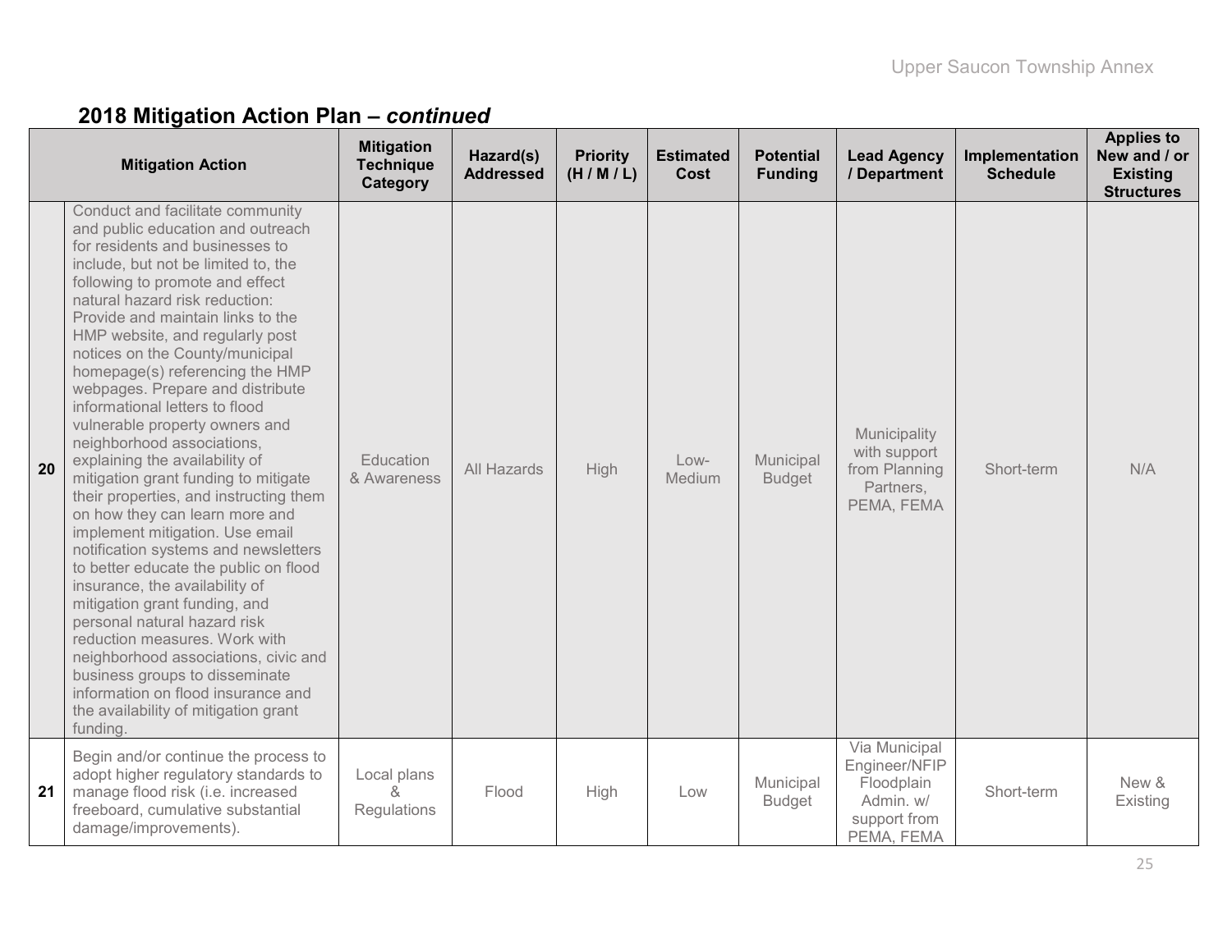## 2018 Mitigation Action Plan – *continued*

| | Mitigation Action | Mitigation Technique Category | Hazard(s) Addressed | Priority (H / M / L) | Estimated Cost | Potential Funding | Lead Agency / Department | Implementation Schedule | Applies to New and / or Existing Structures |
|---|---|---|---|---|---|---|---|---|---|
| 20 | Conduct and facilitate community and public education and outreach for residents and businesses to include, but not be limited to, the following to promote and effect natural hazard risk reduction: Provide and maintain links to the HMP website, and regularly post notices on the County/municipal homepage(s) referencing the HMP webpages. Prepare and distribute informational letters to flood vulnerable property owners and neighborhood associations, explaining the availability of mitigation grant funding to mitigate their properties, and instructing them on how they can learn more and implement mitigation. Use email notification systems and newsletters to better educate the public on flood insurance, the availability of mitigation grant funding, and personal natural hazard risk reduction measures. Work with neighborhood associations, civic and business groups to disseminate information on flood insurance and the availability of mitigation grant funding. | Education & Awareness | All Hazards | High | Low-Medium | Municipal Budget | Municipality with support from Planning Partners, PEMA, FEMA | Short-term | N/A |
| 21 | Begin and/or continue the process to adopt higher regulatory standards to manage flood risk (i.e. increased freeboard, cumulative substantial damage/improvements). | Local plans & Regulations | Flood | High | Low | Municipal Budget | Via Municipal Engineer/NFIP Floodplain Admin. w/ support from PEMA, FEMA | Short-term | New & Existing |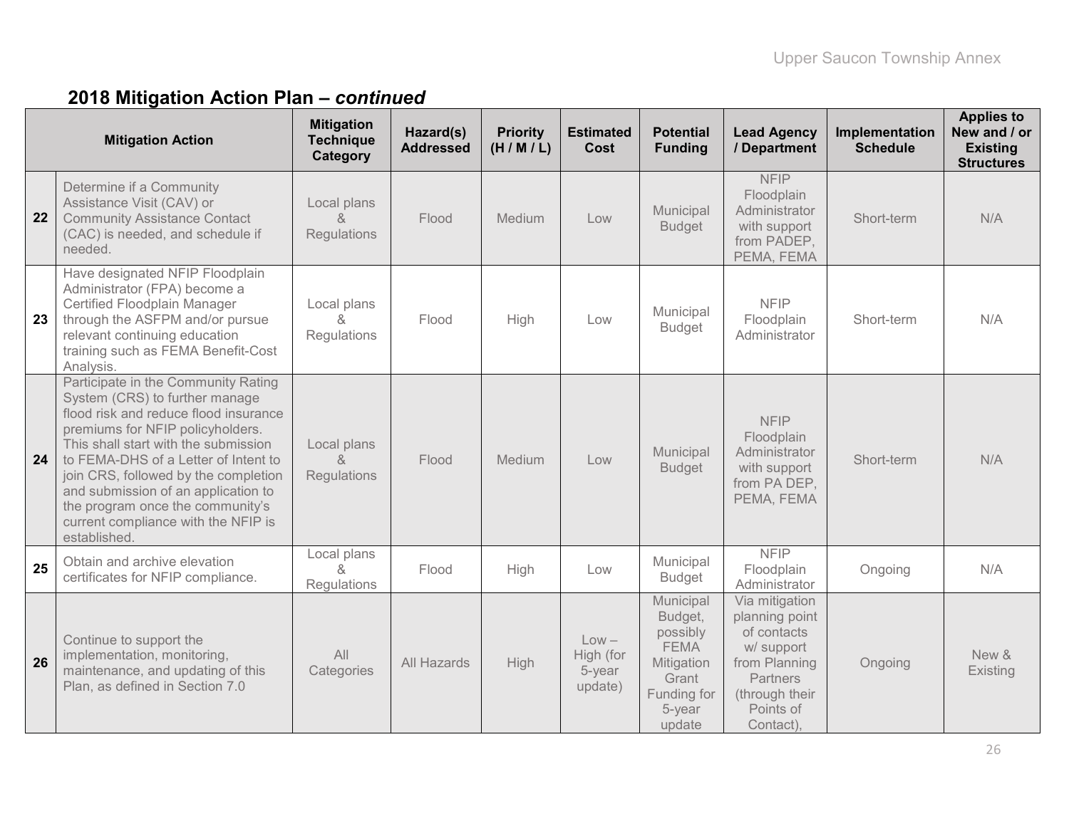## 2018 Mitigation Action Plan – *continued*

| | Mitigation Action | Mitigation Technique Category | Hazard(s) Addressed | Priority (H / M / L) | Estimated Cost | Potential Funding | Lead Agency / Department | Implementation Schedule | Applies to New and / or Existing Structures |
|---|---|---|---|---|---|---|---|---|---|
| **22** | Determine if a Community Assistance Visit (CAV) or Community Assistance Contact (CAC) is needed, and schedule if needed. | Local plans & Regulations | Flood | Medium | Low | Municipal Budget | NFIP Floodplain Administrator with support from PADEP, PEMA, FEMA | Short-term | N/A |
| **23** | Have designated NFIP Floodplain Administrator (FPA) become a Certified Floodplain Manager through the ASFPM and/or pursue relevant continuing education training such as FEMA Benefit-Cost Analysis. | Local plans & Regulations | Flood | High | Low | Municipal Budget | NFIP Floodplain Administrator | Short-term | N/A |
| **24** | Participate in the Community Rating System (CRS) to further manage flood risk and reduce flood insurance premiums for NFIP policyholders. This shall start with the submission to FEMA-DHS of a Letter of Intent to join CRS, followed by the completion and submission of an application to the program once the community's current compliance with the NFIP is established. | Local plans & Regulations | Flood | Medium | Low | Municipal Budget | NFIP Floodplain Administrator with support from PA DEP, PEMA, FEMA | Short-term | N/A |
| **25** | Obtain and archive elevation certificates for NFIP compliance. | Local plans & Regulations | Flood | High | Low | Municipal Budget | NFIP Floodplain Administrator | Ongoing | N/A |
| **26** | Continue to support the implementation, monitoring, maintenance, and updating of this Plan, as defined in Section 7.0 | All Categories | All Hazards | High | Low – High (for 5-year update) | Municipal Budget, possibly FEMA Mitigation Grant Funding for 5-year update | Via mitigation planning point of contacts w/ support from Planning Partners (through their Points of Contact), | Ongoing | New & Existing |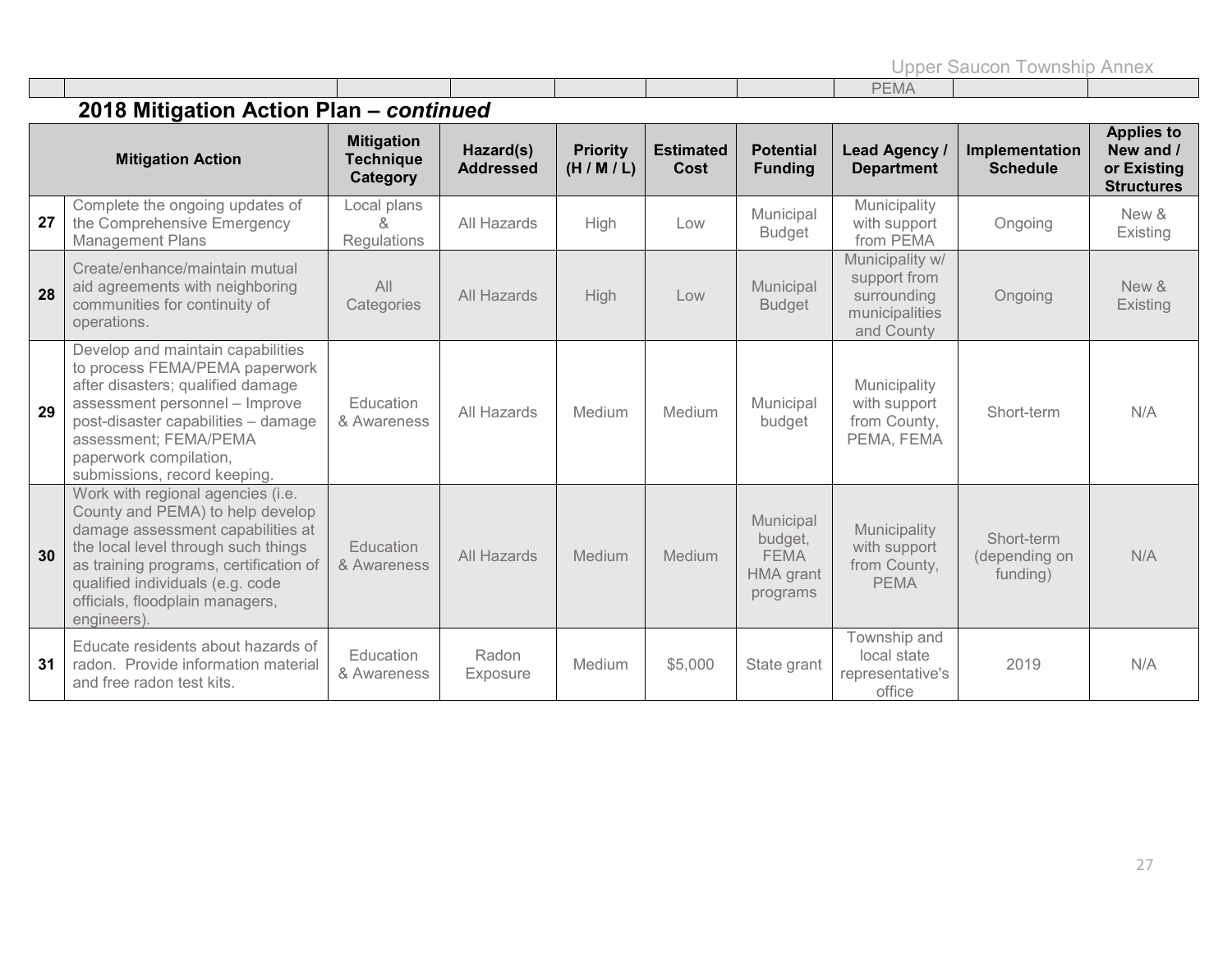| | | | | | | | PEMA | | |
|---|---|---|---|---|---|---|---|---|---|

## 2018 Mitigation Action Plan – *continued*

| | Mitigation Action | Mitigation Technique Category | Hazard(s) Addressed | Priority (H / M / L) | Estimated Cost | Potential Funding | Lead Agency / Department | Implementation Schedule | Applies to New and / or Existing Structures |
|---|---|---|---|---|---|---|---|---|---|
| **27** | Complete the ongoing updates of the Comprehensive Emergency Management Plans | Local plans & Regulations | All Hazards | High | Low | Municipal Budget | Municipality with support from PEMA | Ongoing | New & Existing |
| **28** | Create/enhance/maintain mutual aid agreements with neighboring communities for continuity of operations. | All Categories | All Hazards | High | Low | Municipal Budget | Municipality w/ support from surrounding municipalities and County | Ongoing | New & Existing |
| **29** | Develop and maintain capabilities to process FEMA/PEMA paperwork after disasters; qualified damage assessment personnel – Improve post-disaster capabilities – damage assessment; FEMA/PEMA paperwork compilation, submissions, record keeping. | Education & Awareness | All Hazards | Medium | Medium | Municipal budget | Municipality with support from County, PEMA, FEMA | Short-term | N/A |
| **30** | Work with regional agencies (i.e. County and PEMA) to help develop damage assessment capabilities at the local level through such things as training programs, certification of qualified individuals (e.g. code officials, floodplain managers, engineers). | Education & Awareness | All Hazards | Medium | Medium | Municipal budget, FEMA HMA grant programs | Municipality with support from County, PEMA | Short-term (depending on funding) | N/A |
| **31** | Educate residents about hazards of radon. Provide information material and free radon test kits. | Education & Awareness | Radon Exposure | Medium | $5,000 | State grant | Township and local state representative's office | 2019 | N/A |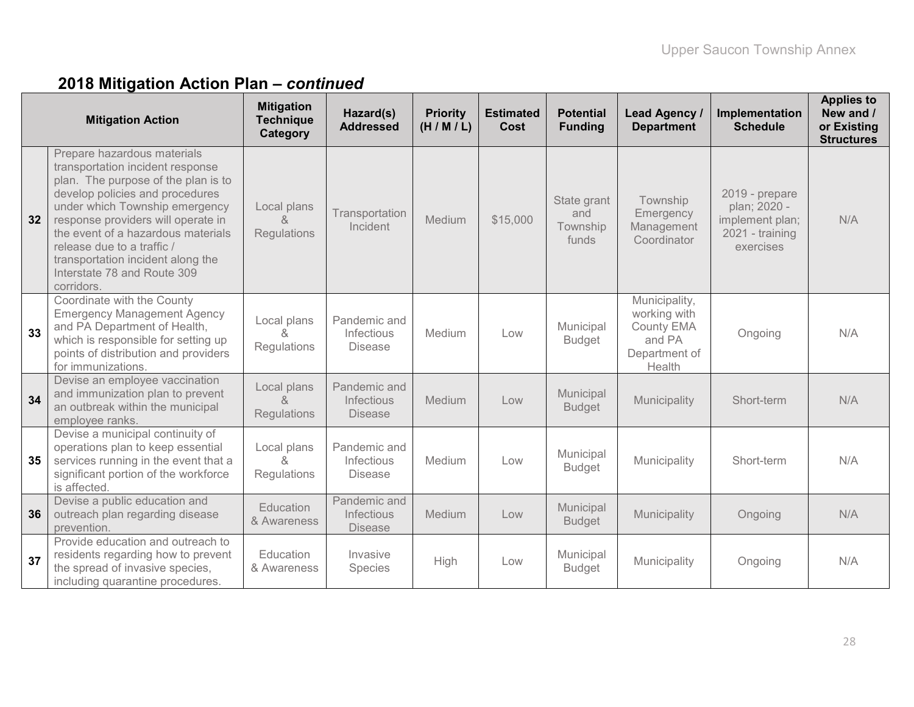## 2018 Mitigation Action Plan – *continued*

| | Mitigation Action | Mitigation Technique Category | Hazard(s) Addressed | Priority (H / M / L) | Estimated Cost | Potential Funding | Lead Agency / Department | Implementation Schedule | Applies to New and / or Existing Structures |
|---|---|---|---|---|---|---|---|---|---|
| **32** | Prepare hazardous materials transportation incident response plan. The purpose of the plan is to develop policies and procedures under which Township emergency response providers will operate in the event of a hazardous materials release due to a traffic / transportation incident along the Interstate 78 and Route 309 corridors. | Local plans & Regulations | Transportation Incident | Medium | $15,000 | State grant and Township funds | Township Emergency Management Coordinator | 2019 - prepare plan; 2020 - implement plan; 2021 - training exercises | N/A |
| **33** | Coordinate with the County Emergency Management Agency and PA Department of Health, which is responsible for setting up points of distribution and providers for immunizations. | Local plans & Regulations | Pandemic and Infectious Disease | Medium | Low | Municipal Budget | Municipality, working with County EMA and PA Department of Health | Ongoing | N/A |
| **34** | Devise an employee vaccination and immunization plan to prevent an outbreak within the municipal employee ranks. | Local plans & Regulations | Pandemic and Infectious Disease | Medium | Low | Municipal Budget | Municipality | Short-term | N/A |
| **35** | Devise a municipal continuity of operations plan to keep essential services running in the event that a significant portion of the workforce is affected. | Local plans & Regulations | Pandemic and Infectious Disease | Medium | Low | Municipal Budget | Municipality | Short-term | N/A |
| **36** | Devise a public education and outreach plan regarding disease prevention. | Education & Awareness | Pandemic and Infectious Disease | Medium | Low | Municipal Budget | Municipality | Ongoing | N/A |
| **37** | Provide education and outreach to residents regarding how to prevent the spread of invasive species, including quarantine procedures. | Education & Awareness | Invasive Species | High | Low | Municipal Budget | Municipality | Ongoing | N/A |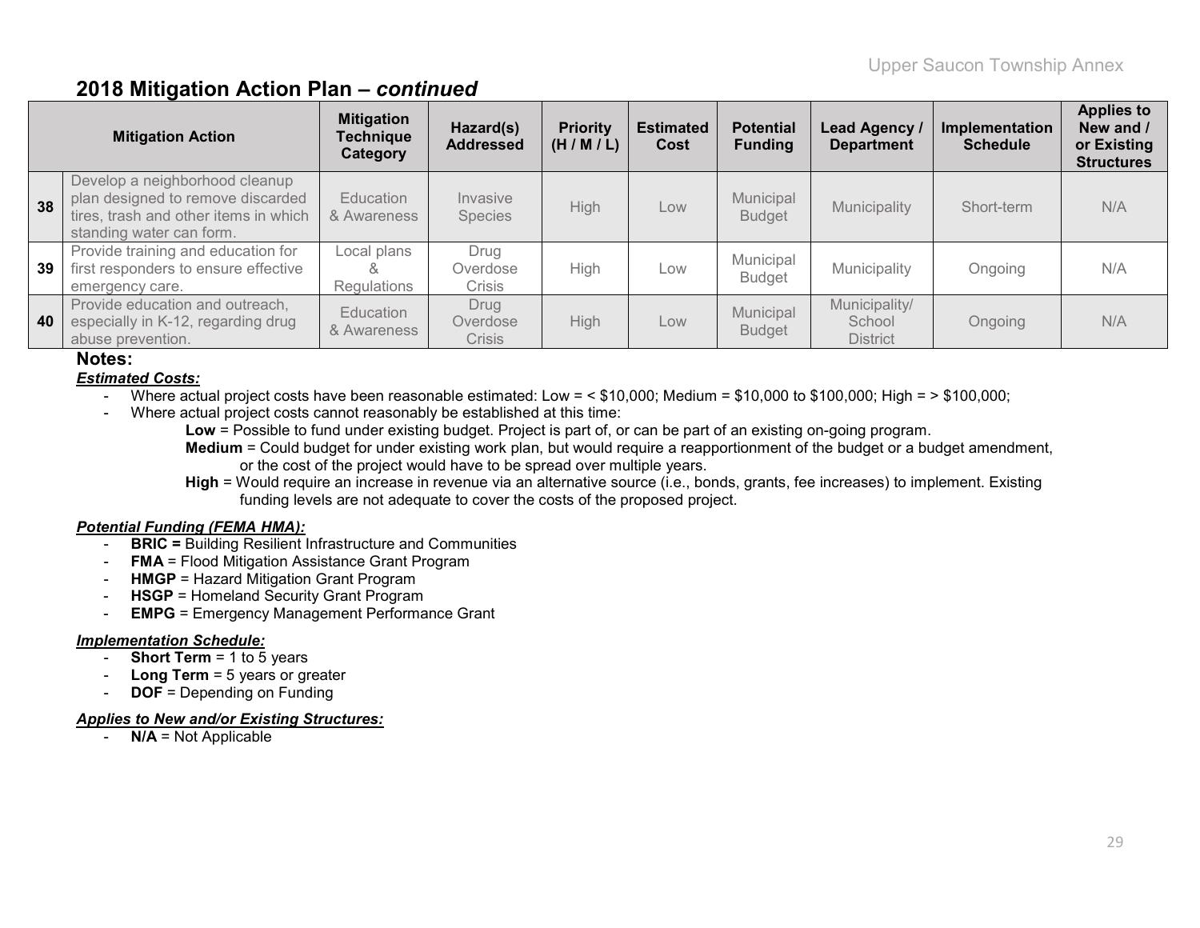## 2018 Mitigation Action Plan – *continued*

| | Mitigation Action | Mitigation Technique Category | Hazard(s) Addressed | Priority (H / M / L) | Estimated Cost | Potential Funding | Lead Agency / Department | Implementation Schedule | Applies to New and / or Existing Structures |
|---|---|---|---|---|---|---|---|---|---|
| 38 | Develop a neighborhood cleanup plan designed to remove discarded tires, trash and other items in which standing water can form. | Education & Awareness | Invasive Species | High | Low | Municipal Budget | Municipality | Short-term | N/A |
| 39 | Provide training and education for first responders to ensure effective emergency care. | Local plans & Regulations | Drug Overdose Crisis | High | Low | Municipal Budget | Municipality | Ongoing | N/A |
| 40 | Provide education and outreach, especially in K-12, regarding drug abuse prevention. | Education & Awareness | Drug Overdose Crisis | High | Low | Municipal Budget | Municipality/ School District | Ongoing | N/A |

**Notes:**

***Estimated Costs:***

- Where actual project costs have been reasonable estimated: Low = < $10,000; Medium = $10,000 to $100,000; High = > $100,000;
- Where actual project costs cannot reasonably be established at this time:
  - **Low** = Possible to fund under existing budget. Project is part of, or can be part of an existing on-going program.
  - **Medium** = Could budget for under existing work plan, but would require a reapportionment of the budget or a budget amendment, or the cost of the project would have to be spread over multiple years.
  - **High** = Would require an increase in revenue via an alternative source (i.e., bonds, grants, fee increases) to implement. Existing funding levels are not adequate to cover the costs of the proposed project.

***Potential Funding (FEMA HMA):***

- **BRIC =** Building Resilient Infrastructure and Communities
- **FMA** = Flood Mitigation Assistance Grant Program
- **HMGP** = Hazard Mitigation Grant Program
- **HSGP** = Homeland Security Grant Program
- **EMPG** = Emergency Management Performance Grant

***Implementation Schedule:***

- **Short Term** = 1 to 5 years
- **Long Term** = 5 years or greater
- **DOF** = Depending on Funding

***Applies to New and/or Existing Structures:***

- **N/A** = Not Applicable